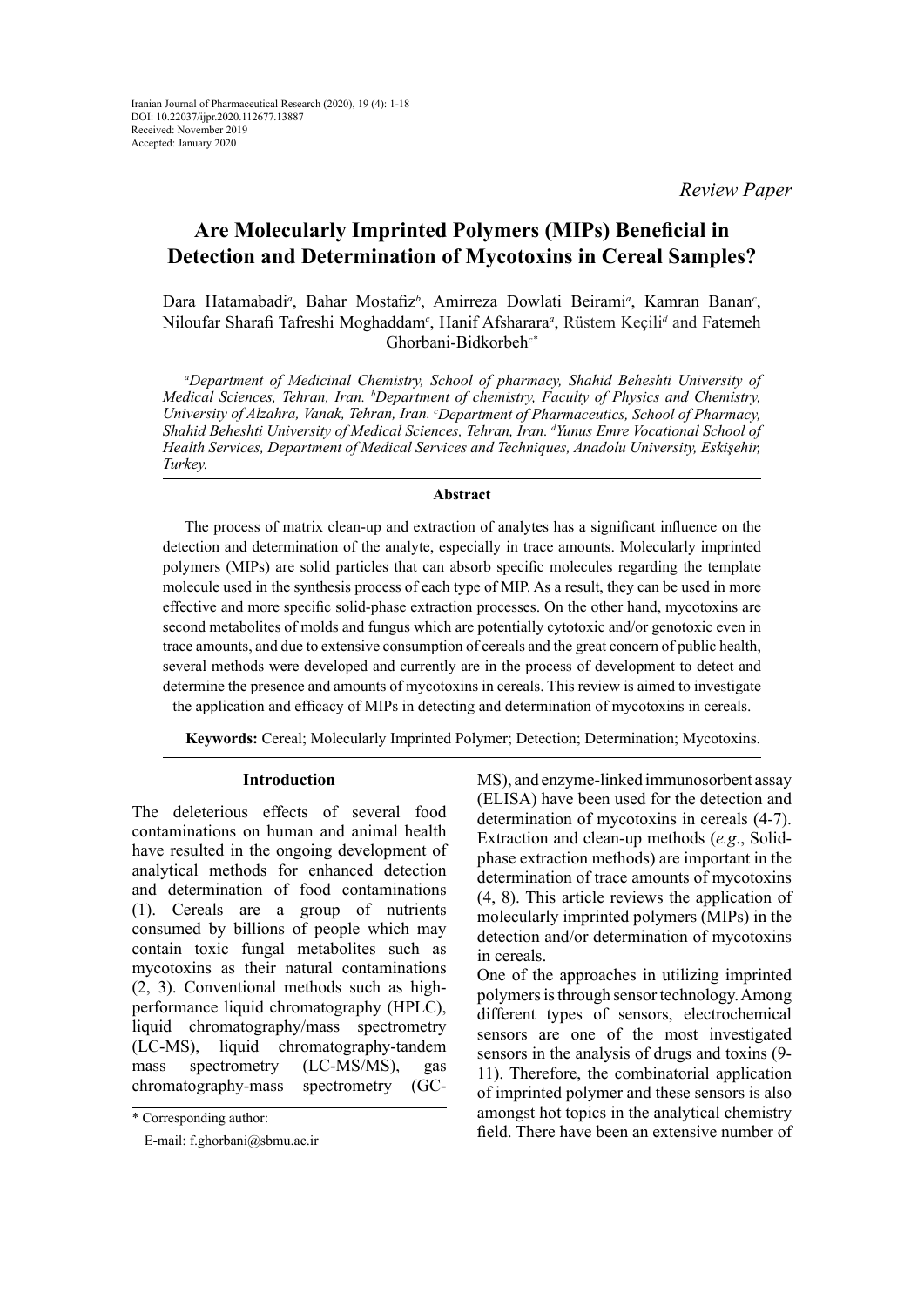Iranian Journal of Pharmaceutical Research (2020), 19 (4): 1-18
DOI: 10.22037/ijpr.2020.112677.13887
Received: November 2019
Accepted: January 2020

*Review Paper*

# Are Molecularly Imprinted Polymers (MIPs) Beneficial in Detection and Determination of Mycotoxins in Cereal Samples?

Dara Hatamabadi[a], Bahar Mostafiz[b], Amirreza Dowlati Beirami[a], Kamran Banan[c], Niloufar Sharafi Tafreshi Moghaddam[c], Hanif Afsharara[a], Rüstem Keçili[d] and Fatemeh Ghorbani-Bidkorbeh[c*]

*[a]Department of Medicinal Chemistry, School of pharmacy, Shahid Beheshti University of Medical Sciences, Tehran, Iran. [b]Department of chemistry, Faculty of Physics and Chemistry, University of Alzahra, Vanak, Tehran, Iran. [c]Department of Pharmaceutics, School of Pharmacy, Shahid Beheshti University of Medical Sciences, Tehran, Iran. [d]Yunus Emre Vocational School of Health Services, Department of Medical Services and Techniques, Anadolu University, Eskişehir, Turkey.*

## Abstract

The process of matrix clean-up and extraction of analytes has a significant influence on the detection and determination of the analyte, especially in trace amounts. Molecularly imprinted polymers (MIPs) are solid particles that can absorb specific molecules regarding the template molecule used in the synthesis process of each type of MIP. As a result, they can be used in more effective and more specific solid-phase extraction processes. On the other hand, mycotoxins are second metabolites of molds and fungus which are potentially cytotoxic and/or genotoxic even in trace amounts, and due to extensive consumption of cereals and the great concern of public health, several methods were developed and currently are in the process of development to detect and determine the presence and amounts of mycotoxins in cereals. This review is aimed to investigate the application and efficacy of MIPs in detecting and determination of mycotoxins in cereals.

**Keywords:** Cereal; Molecularly Imprinted Polymer; Detection; Determination; Mycotoxins.

## Introduction

The deleterious effects of several food contaminations on human and animal health have resulted in the ongoing development of analytical methods for enhanced detection and determination of food contaminations (1). Cereals are a group of nutrients consumed by billions of people which may contain toxic fungal metabolites such as mycotoxins as their natural contaminations (2, 3). Conventional methods such as high-performance liquid chromatography (HPLC), liquid chromatography/mass spectrometry (LC-MS), liquid chromatography-tandem mass spectrometry (LC-MS/MS), gas chromatography-mass spectrometry (GC-MS), and enzyme-linked immunosorbent assay (ELISA) have been used for the detection and determination of mycotoxins in cereals (4-7). Extraction and clean-up methods (*e.g*., Solid-phase extraction methods) are important in the determination of trace amounts of mycotoxins (4, 8). This article reviews the application of molecularly imprinted polymers (MIPs) in the detection and/or determination of mycotoxins in cereals.

One of the approaches in utilizing imprinted polymers is through sensor technology. Among different types of sensors, electrochemical sensors are one of the most investigated sensors in the analysis of drugs and toxins (9-11). Therefore, the combinatorial application of imprinted polymer and these sensors is also amongst hot topics in the analytical chemistry field. There have been an extensive number of

\* Corresponding author:

E-mail: f.ghorbani@sbmu.ac.ir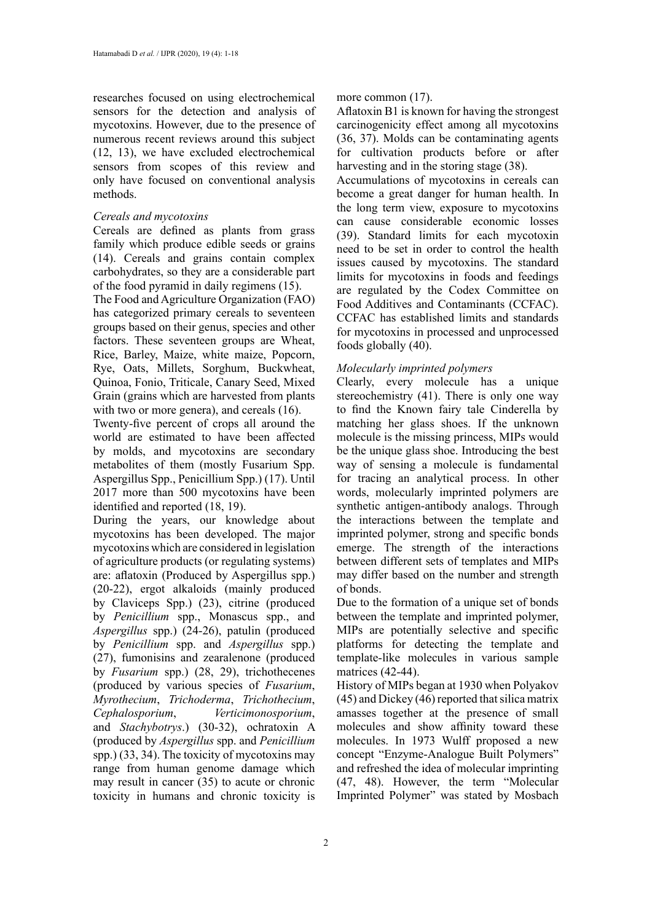researches focused on using electrochemical sensors for the detection and analysis of mycotoxins. However, due to the presence of numerous recent reviews around this subject (12, 13), we have excluded electrochemical sensors from scopes of this review and only have focused on conventional analysis methods.

### *Cereals and mycotoxins*

Cereals are defined as plants from grass family which produce edible seeds or grains (14). Cereals and grains contain complex carbohydrates, so they are a considerable part of the food pyramid in daily regimens (15).

The Food and Agriculture Organization (FAO) has categorized primary cereals to seventeen groups based on their genus, species and other factors. These seventeen groups are Wheat, Rice, Barley, Maize, white maize, Popcorn, Rye, Oats, Millets, Sorghum, Buckwheat, Quinoa, Fonio, Triticale, Canary Seed, Mixed Grain (grains which are harvested from plants with two or more genera), and cereals (16).

Twenty-five percent of crops all around the world are estimated to have been affected by molds, and mycotoxins are secondary metabolites of them (mostly Fusarium Spp. Aspergillus Spp., Penicillium Spp.) (17). Until 2017 more than 500 mycotoxins have been identified and reported (18, 19).

During the years, our knowledge about mycotoxins has been developed. The major mycotoxins which are considered in legislation of agriculture products (or regulating systems) are: aflatoxin (Produced by Aspergillus spp.) (20-22), ergot alkaloids (mainly produced by Claviceps Spp.) (23), citrine (produced by *Penicillium* spp., Monascus spp., and *Aspergillus* spp.) (24-26), patulin (produced by *Penicillium* spp. and *Aspergillus* spp.) (27), fumonisins and zearalenone (produced by *Fusarium* spp.) (28, 29), trichothecenes (produced by various species of *Fusarium*, *Myrothecium*, *Trichoderma*, *Trichothecium*, *Cephalosporium*, *Verticimonosporium*, and *Stachybotrys*.) (30-32), ochratoxin A (produced by *Aspergillus* spp. and *Penicillium* spp.) (33, 34). The toxicity of mycotoxins may range from human genome damage which may result in cancer (35) to acute or chronic toxicity in humans and chronic toxicity is more common (17).

Aflatoxin B1 is known for having the strongest carcinogenicity effect among all mycotoxins (36, 37). Molds can be contaminating agents for cultivation products before or after harvesting and in the storing stage (38).

Accumulations of mycotoxins in cereals can become a great danger for human health. In the long term view, exposure to mycotoxins can cause considerable economic losses (39). Standard limits for each mycotoxin need to be set in order to control the health issues caused by mycotoxins. The standard limits for mycotoxins in foods and feedings are regulated by the Codex Committee on Food Additives and Contaminants (CCFAC). CCFAC has established limits and standards for mycotoxins in processed and unprocessed foods globally (40).

### *Molecularly imprinted polymers*

Clearly, every molecule has a unique stereochemistry (41). There is only one way to find the Known fairy tale Cinderella by matching her glass shoes. If the unknown molecule is the missing princess, MIPs would be the unique glass shoe. Introducing the best way of sensing a molecule is fundamental for tracing an analytical process. In other words, molecularly imprinted polymers are synthetic antigen-antibody analogs. Through the interactions between the template and imprinted polymer, strong and specific bonds emerge. The strength of the interactions between different sets of templates and MIPs may differ based on the number and strength of bonds.

Due to the formation of a unique set of bonds between the template and imprinted polymer, MIPs are potentially selective and specific platforms for detecting the template and template-like molecules in various sample matrices (42-44).

History of MIPs began at 1930 when Polyakov (45) and Dickey (46) reported that silica matrix amasses together at the presence of small molecules and show affinity toward these molecules. In 1973 Wulff proposed a new concept "Enzyme-Analogue Built Polymers" and refreshed the idea of molecular imprinting (47, 48). However, the term "Molecular Imprinted Polymer" was stated by Mosbach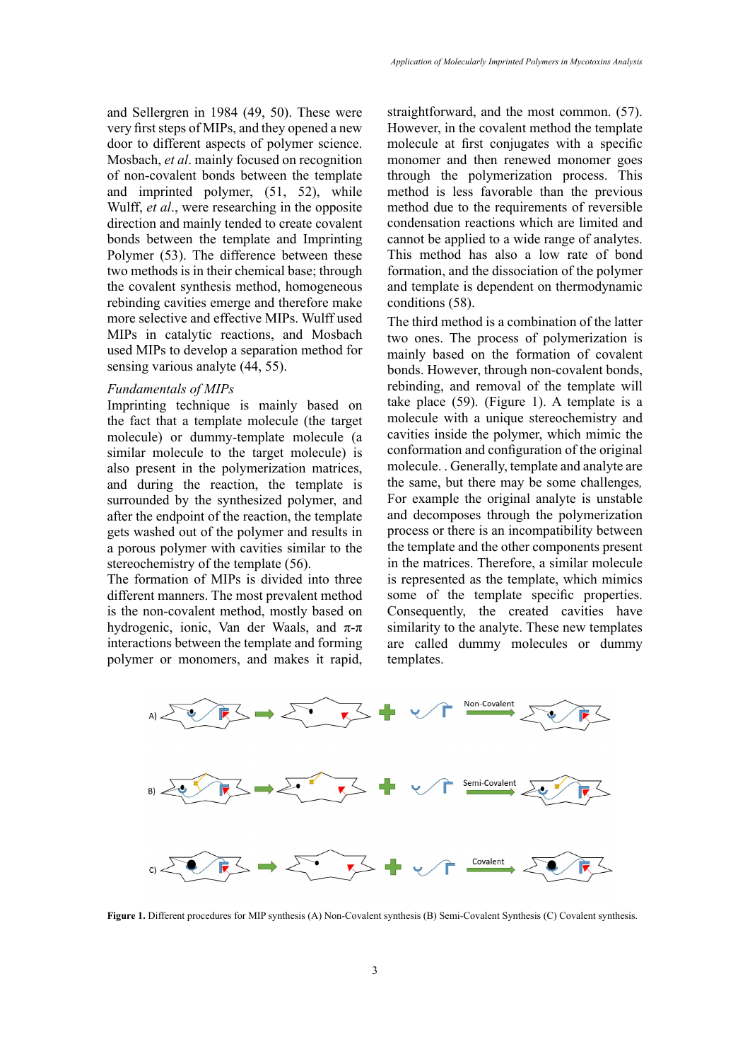and Sellergren in 1984 (49, 50). These were very first steps of MIPs, and they opened a new door to different aspects of polymer science. Mosbach, *et al*. mainly focused on recognition of non-covalent bonds between the template and imprinted polymer, (51, 52), while Wulff, *et al*., were researching in the opposite direction and mainly tended to create covalent bonds between the template and Imprinting Polymer (53). The difference between these two methods is in their chemical base; through the covalent synthesis method, homogeneous rebinding cavities emerge and therefore make more selective and effective MIPs. Wulff used MIPs in catalytic reactions, and Mosbach used MIPs to develop a separation method for sensing various analyte (44, 55).

*Fundamentals of MIPs*

Imprinting technique is mainly based on the fact that a template molecule (the target molecule) or dummy-template molecule (a similar molecule to the target molecule) is also present in the polymerization matrices, and during the reaction, the template is surrounded by the synthesized polymer, and after the endpoint of the reaction, the template gets washed out of the polymer and results in a porous polymer with cavities similar to the stereochemistry of the template (56).

The formation of MIPs is divided into three different manners. The most prevalent method is the non-covalent method, mostly based on hydrogenic, ionic, Van der Waals, and π-π interactions between the template and forming polymer or monomers, and makes it rapid, straightforward, and the most common. (57). However, in the covalent method the template molecule at first conjugates with a specific monomer and then renewed monomer goes through the polymerization process. This method is less favorable than the previous method due to the requirements of reversible condensation reactions which are limited and cannot be applied to a wide range of analytes. This method has also a low rate of bond formation, and the dissociation of the polymer and template is dependent on thermodynamic conditions (58).

The third method is a combination of the latter two ones. The process of polymerization is mainly based on the formation of covalent bonds. However, through non-covalent bonds, rebinding, and removal of the template will take place (59). (Figure 1). A template is a molecule with a unique stereochemistry and cavities inside the polymer, which mimic the conformation and configuration of the original molecule. . Generally, template and analyte are the same, but there may be some challenges, For example the original analyte is unstable and decomposes through the polymerization process or there is an incompatibility between the template and the other components present in the matrices. Therefore, a similar molecule is represented as the template, which mimics some of the template specific properties. Consequently, the created cavities have similarity to the analyte. These new templates are called dummy molecules or dummy templates.

**Figure 1.** Different procedures for MIP synthesis (A) Non-Covalent synthesis (B) Semi-Covalent Synthesis (C) Covalent synthesis.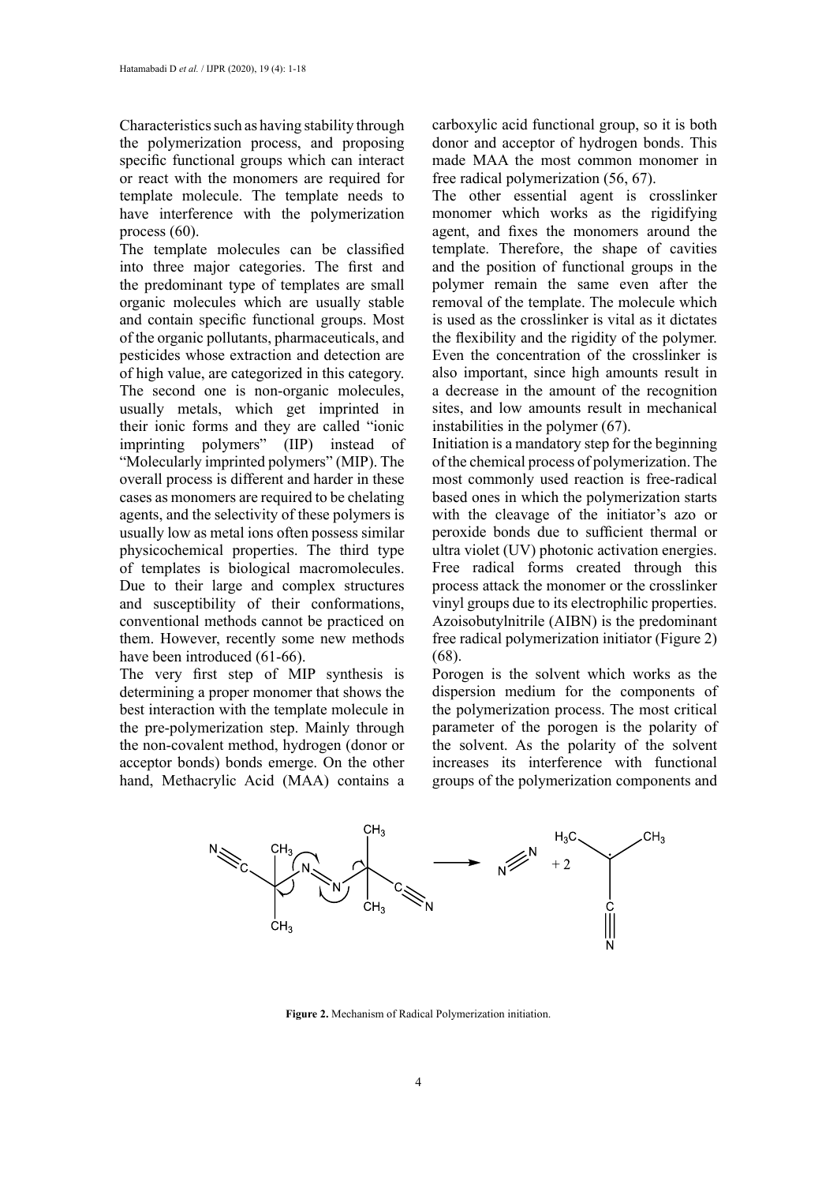Characteristics such as having stability through the polymerization process, and proposing specific functional groups which can interact or react with the monomers are required for template molecule. The template needs to have interference with the polymerization process (60).

The template molecules can be classified into three major categories. The first and the predominant type of templates are small organic molecules which are usually stable and contain specific functional groups. Most of the organic pollutants, pharmaceuticals, and pesticides whose extraction and detection are of high value, are categorized in this category. The second one is non-organic molecules, usually metals, which get imprinted in their ionic forms and they are called "ionic imprinting polymers" (IIP) instead of "Molecularly imprinted polymers" (MIP). The overall process is different and harder in these cases as monomers are required to be chelating agents, and the selectivity of these polymers is usually low as metal ions often possess similar physicochemical properties. The third type of templates is biological macromolecules. Due to their large and complex structures and susceptibility of their conformations, conventional methods cannot be practiced on them. However, recently some new methods have been introduced (61-66).

The very first step of MIP synthesis is determining a proper monomer that shows the best interaction with the template molecule in the pre-polymerization step. Mainly through the non-covalent method, hydrogen (donor or acceptor bonds) bonds emerge. On the other hand, Methacrylic Acid (MAA) contains a carboxylic acid functional group, so it is both donor and acceptor of hydrogen bonds. This made MAA the most common monomer in free radical polymerization (56, 67).

The other essential agent is crosslinker monomer which works as the rigidifying agent, and fixes the monomers around the template. Therefore, the shape of cavities and the position of functional groups in the polymer remain the same even after the removal of the template. The molecule which is used as the crosslinker is vital as it dictates the flexibility and the rigidity of the polymer. Even the concentration of the crosslinker is also important, since high amounts result in a decrease in the amount of the recognition sites, and low amounts result in mechanical instabilities in the polymer (67).

Initiation is a mandatory step for the beginning of the chemical process of polymerization. The most commonly used reaction is free-radical based ones in which the polymerization starts with the cleavage of the initiator's azo or peroxide bonds due to sufficient thermal or ultra violet (UV) photonic activation energies. Free radical forms created through this process attack the monomer or the crosslinker vinyl groups due to its electrophilic properties. Azoisobutylnitrile (AIBN) is the predominant free radical polymerization initiator (Figure 2) (68).

Porogen is the solvent which works as the dispersion medium for the components of the polymerization process. The most critical parameter of the porogen is the polarity of the solvent. As the polarity of the solvent increases its interference with functional groups of the polymerization components and

**Figure 2.** Mechanism of Radical Polymerization initiation.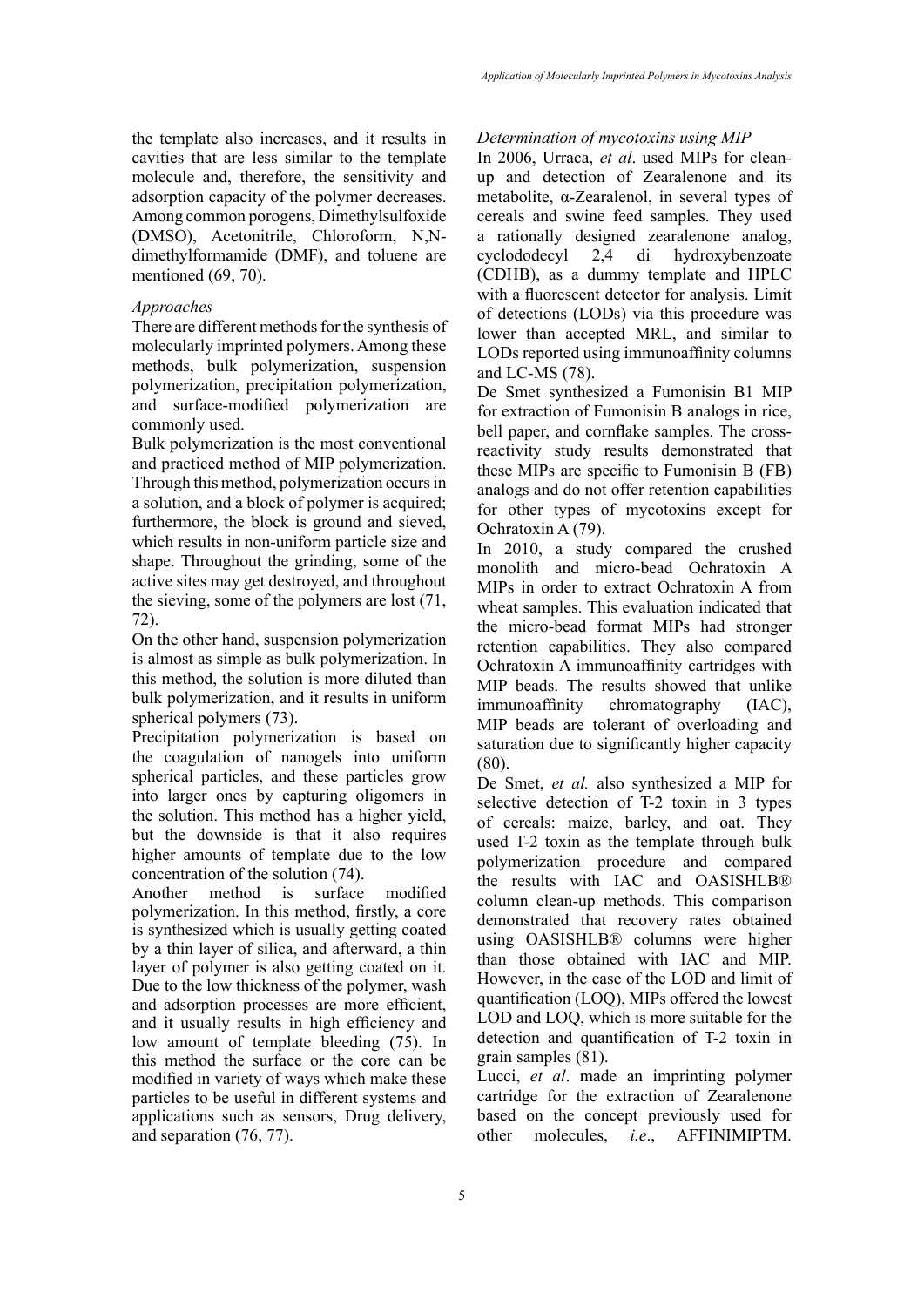the template also increases, and it results in cavities that are less similar to the template molecule and, therefore, the sensitivity and adsorption capacity of the polymer decreases. Among common porogens, Dimethylsulfoxide (DMSO), Acetonitrile, Chloroform, N,N-dimethylformamide (DMF), and toluene are mentioned (69, 70).

### *Approaches*

There are different methods for the synthesis of molecularly imprinted polymers. Among these methods, bulk polymerization, suspension polymerization, precipitation polymerization, and surface-modified polymerization are commonly used.

Bulk polymerization is the most conventional and practiced method of MIP polymerization. Through this method, polymerization occurs in a solution, and a block of polymer is acquired; furthermore, the block is ground and sieved, which results in non-uniform particle size and shape. Throughout the grinding, some of the active sites may get destroyed, and throughout the sieving, some of the polymers are lost (71, 72).

On the other hand, suspension polymerization is almost as simple as bulk polymerization. In this method, the solution is more diluted than bulk polymerization, and it results in uniform spherical polymers (73).

Precipitation polymerization is based on the coagulation of nanogels into uniform spherical particles, and these particles grow into larger ones by capturing oligomers in the solution. This method has a higher yield, but the downside is that it also requires higher amounts of template due to the low concentration of the solution (74).

Another method is surface modified polymerization. In this method, firstly, a core is synthesized which is usually getting coated by a thin layer of silica, and afterward, a thin layer of polymer is also getting coated on it. Due to the low thickness of the polymer, wash and adsorption processes are more efficient, and it usually results in high efficiency and low amount of template bleeding (75). In this method the surface or the core can be modified in variety of ways which make these particles to be useful in different systems and applications such as sensors, Drug delivery, and separation (76, 77).

### *Determination of mycotoxins using MIP*

In 2006, Urraca, *et al*. used MIPs for clean-up and detection of Zearalenone and its metabolite, α-Zearalenol, in several types of cereals and swine feed samples. They used a rationally designed zearalenone analog, cyclododecyl 2,4 di hydroxybenzoate (CDHB), as a dummy template and HPLC with a fluorescent detector for analysis. Limit of detections (LODs) via this procedure was lower than accepted MRL, and similar to LODs reported using immunoaffinity columns and LC-MS (78).

De Smet synthesized a Fumonisin B1 MIP for extraction of Fumonisin B analogs in rice, bell paper, and cornflake samples. The cross-reactivity study results demonstrated that these MIPs are specific to Fumonisin B (FB) analogs and do not offer retention capabilities for other types of mycotoxins except for Ochratoxin A (79).

In 2010, a study compared the crushed monolith and micro-bead Ochratoxin A MIPs in order to extract Ochratoxin A from wheat samples. This evaluation indicated that the micro-bead format MIPs had stronger retention capabilities. They also compared Ochratoxin A immunoaffinity cartridges with MIP beads. The results showed that unlike immunoaffinity chromatography (IAC), MIP beads are tolerant of overloading and saturation due to significantly higher capacity (80).

De Smet, *et al.* also synthesized a MIP for selective detection of T-2 toxin in 3 types of cereals: maize, barley, and oat. They used T-2 toxin as the template through bulk polymerization procedure and compared the results with IAC and OASISHLB® column clean-up methods. This comparison demonstrated that recovery rates obtained using OASISHLB® columns were higher than those obtained with IAC and MIP. However, in the case of the LOD and limit of quantification (LOQ), MIPs offered the lowest LOD and LOQ, which is more suitable for the detection and quantification of T-2 toxin in grain samples (81).

Lucci, *et al*. made an imprinting polymer cartridge for the extraction of Zearalenone based on the concept previously used for other molecules, *i.e*., AFFINIMIPTM.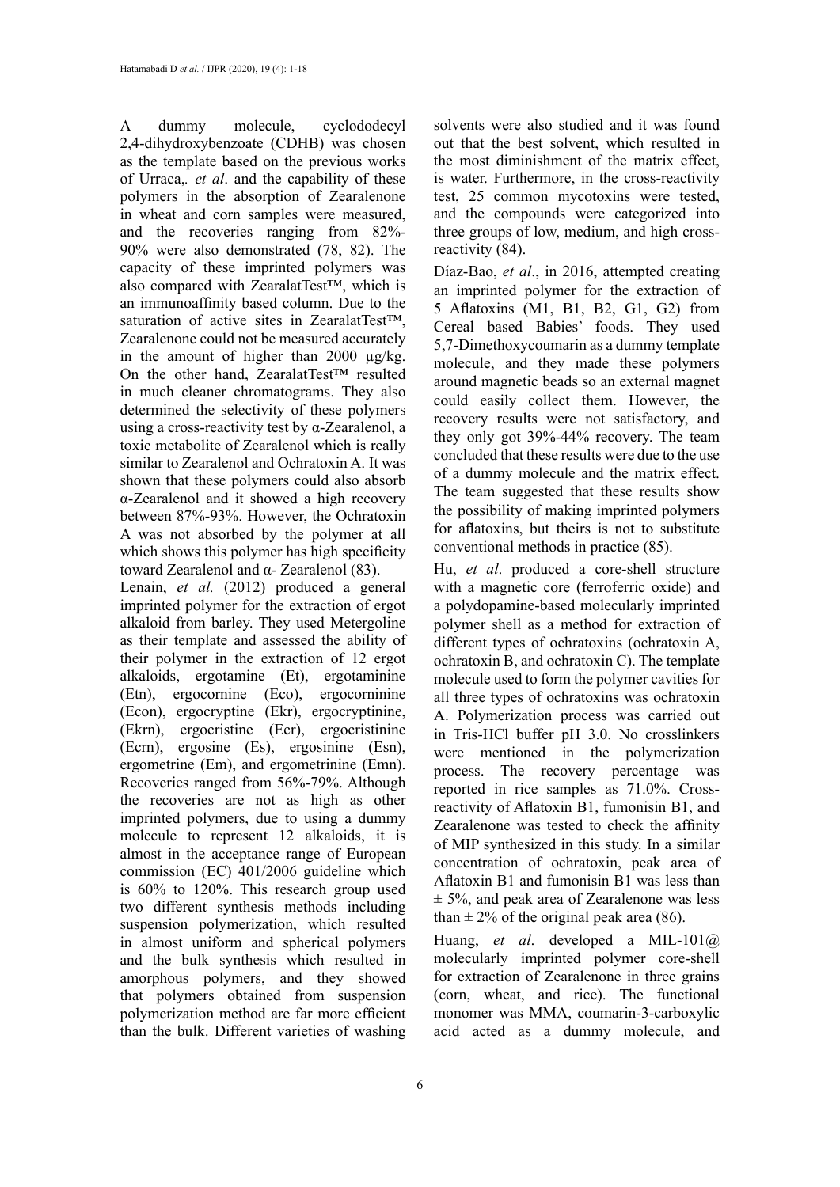A dummy molecule, cyclododecyl 2,4-dihydroxybenzoate (CDHB) was chosen as the template based on the previous works of Urraca,. *et al*. and the capability of these polymers in the absorption of Zearalenone in wheat and corn samples were measured, and the recoveries ranging from 82%-90% were also demonstrated (78, 82). The capacity of these imprinted polymers was also compared with ZearalatTest™, which is an immunoaffinity based column. Due to the saturation of active sites in ZearalatTest™, Zearalenone could not be measured accurately in the amount of higher than 2000 µg/kg. On the other hand, ZearalatTest™ resulted in much cleaner chromatograms. They also determined the selectivity of these polymers using a cross-reactivity test by α-Zearalenol, a toxic metabolite of Zearalenol which is really similar to Zearalenol and Ochratoxin A. It was shown that these polymers could also absorb α-Zearalenol and it showed a high recovery between 87%-93%. However, the Ochratoxin A was not absorbed by the polymer at all which shows this polymer has high specificity toward Zearalenol and α- Zearalenol (83).

Lenain, *et al.* (2012) produced a general imprinted polymer for the extraction of ergot alkaloid from barley. They used Metergoline as their template and assessed the ability of their polymer in the extraction of 12 ergot alkaloids, ergotamine (Et), ergotaminine (Etn), ergocornine (Eco), ergocorninine (Econ), ergocryptine (Ekr), ergocryptinine, (Ekrn), ergocristine (Ecr), ergocristinine (Ecrn), ergosine (Es), ergosinine (Esn), ergometrine (Em), and ergometrinine (Emn). Recoveries ranged from 56%-79%. Although the recoveries are not as high as other imprinted polymers, due to using a dummy molecule to represent 12 alkaloids, it is almost in the acceptance range of European commission (EC) 401/2006 guideline which is 60% to 120%. This research group used two different synthesis methods including suspension polymerization, which resulted in almost uniform and spherical polymers and the bulk synthesis which resulted in amorphous polymers, and they showed that polymers obtained from suspension polymerization method are far more efficient than the bulk. Different varieties of washing solvents were also studied and it was found out that the best solvent, which resulted in the most diminishment of the matrix effect, is water. Furthermore, in the cross-reactivity test, 25 common mycotoxins were tested, and the compounds were categorized into three groups of low, medium, and high cross-reactivity (84).

Díaz-Bao, *et al*., in 2016, attempted creating an imprinted polymer for the extraction of 5 Aflatoxins (M1, B1, B2, G1, G2) from Cereal based Babies' foods. They used 5,7-Dimethoxycoumarin as a dummy template molecule, and they made these polymers around magnetic beads so an external magnet could easily collect them. However, the recovery results were not satisfactory, and they only got 39%-44% recovery. The team concluded that these results were due to the use of a dummy molecule and the matrix effect. The team suggested that these results show the possibility of making imprinted polymers for aflatoxins, but theirs is not to substitute conventional methods in practice (85).

Hu, *et al*. produced a core-shell structure with a magnetic core (ferroferric oxide) and a polydopamine-based molecularly imprinted polymer shell as a method for extraction of different types of ochratoxins (ochratoxin A, ochratoxin B, and ochratoxin C). The template molecule used to form the polymer cavities for all three types of ochratoxins was ochratoxin A. Polymerization process was carried out in Tris-HCl buffer pH 3.0. No crosslinkers were mentioned in the polymerization process. The recovery percentage was reported in rice samples as 71.0%. Cross-reactivity of Aflatoxin B1, fumonisin B1, and Zearalenone was tested to check the affinity of MIP synthesized in this study. In a similar concentration of ochratoxin, peak area of Aflatoxin B1 and fumonisin B1 was less than ± 5%, and peak area of Zearalenone was less than ± 2% of the original peak area (86).

Huang, *et al*. developed a MIL-101@ molecularly imprinted polymer core-shell for extraction of Zearalenone in three grains (corn, wheat, and rice). The functional monomer was MMA, coumarin-3-carboxylic acid acted as a dummy molecule, and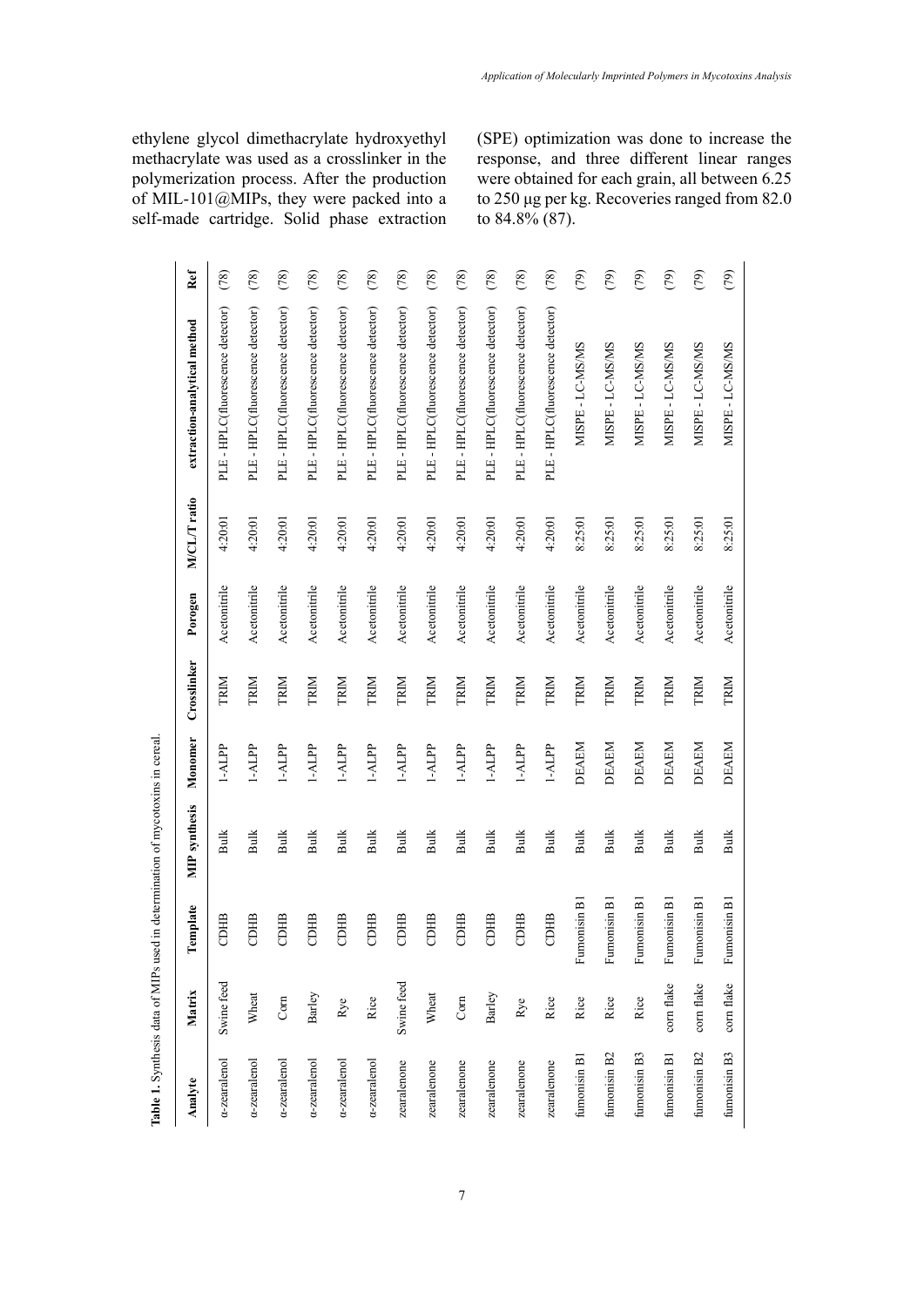ethylene glycol dimethacrylate hydroxyethyl methacrylate was used as a crosslinker in the polymerization process. After the production of MIL-101@MIPs, they were packed into a self-made cartridge. Solid phase extraction (SPE) optimization was done to increase the response, and three different linear ranges were obtained for each grain, all between 6.25 to 250 µg per kg. Recoveries ranged from 82.0 to 84.8% (87).

**Table 1.** Synthesis data of MIPs used in determination of mycotoxins in cereal.

| Analyte | Matrix | Template | MIP synthesis | Monomer | Crosslinker | Porogen | M/CL/T ratio | extraction-analytical method | Ref |
|---|---|---|---|---|---|---|---|---|---|
| α-zearalenol | Swine feed | CDHB | Bulk | 1-ALPP | TRIM | Acetonitrile | 4:20:01 | PLE - HPLC(fluorescence detector) | (78) |
| α-zearalenol | Wheat | CDHB | Bulk | 1-ALPP | TRIM | Acetonitrile | 4:20:01 | PLE - HPLC(fluorescence detector) | (78) |
| α-zearalenol | Corn | CDHB | Bulk | 1-ALPP | TRIM | Acetonitrile | 4:20:01 | PLE - HPLC(fluorescence detector) | (78) |
| α-zearalenol | Barley | CDHB | Bulk | 1-ALPP | TRIM | Acetonitrile | 4:20:01 | PLE - HPLC(fluorescence detector) | (78) |
| α-zearalenol | Rye | CDHB | Bulk | 1-ALPP | TRIM | Acetonitrile | 4:20:01 | PLE - HPLC(fluorescence detector) | (78) |
| α-zearalenol | Rice | CDHB | Bulk | 1-ALPP | TRIM | Acetonitrile | 4:20:01 | PLE - HPLC(fluorescence detector) | (78) |
| zearalenone | Swine feed | CDHB | Bulk | 1-ALPP | TRIM | Acetonitrile | 4:20:01 | PLE - HPLC(fluorescence detector) | (78) |
| zearalenone | Wheat | CDHB | Bulk | 1-ALPP | TRIM | Acetonitrile | 4:20:01 | PLE - HPLC(fluorescence detector) | (78) |
| zearalenone | Corn | CDHB | Bulk | 1-ALPP | TRIM | Acetonitrile | 4:20:01 | PLE - HPLC(fluorescence detector) | (78) |
| zearalenone | Barley | CDHB | Bulk | 1-ALPP | TRIM | Acetonitrile | 4:20:01 | PLE - HPLC(fluorescence detector) | (78) |
| zearalenone | Rye | CDHB | Bulk | 1-ALPP | TRIM | Acetonitrile | 4:20:01 | PLE - HPLC(fluorescence detector) | (78) |
| zearalenone | Rice | CDHB | Bulk | 1-ALPP | TRIM | Acetonitrile | 4:20:01 | PLE - HPLC(fluorescence detector) | (78) |
| fumonisin B1 | Rice | Fumonisin B1 | Bulk | DEAEM | TRIM | Acetonitrile | 8:25:01 | MISPE - LC-MS/MS | (79) |
| fumonisin B2 | Rice | Fumonisin B1 | Bulk | DEAEM | TRIM | Acetonitrile | 8:25:01 | MISPE - LC-MS/MS | (79) |
| fumonisin B3 | Rice | Fumonisin B1 | Bulk | DEAEM | TRIM | Acetonitrile | 8:25:01 | MISPE - LC-MS/MS | (79) |
| fumonisin B1 | corn flake | Fumonisin B1 | Bulk | DEAEM | TRIM | Acetonitrile | 8:25:01 | MISPE - LC-MS/MS | (79) |
| fumonisin B2 | corn flake | Fumonisin B1 | Bulk | DEAEM | TRIM | Acetonitrile | 8:25:01 | MISPE - LC-MS/MS | (79) |
| fumonisin B3 | corn flake | Fumonisin B1 | Bulk | DEAEM | TRIM | Acetonitrile | 8:25:01 | MISPE - LC-MS/MS | (79) |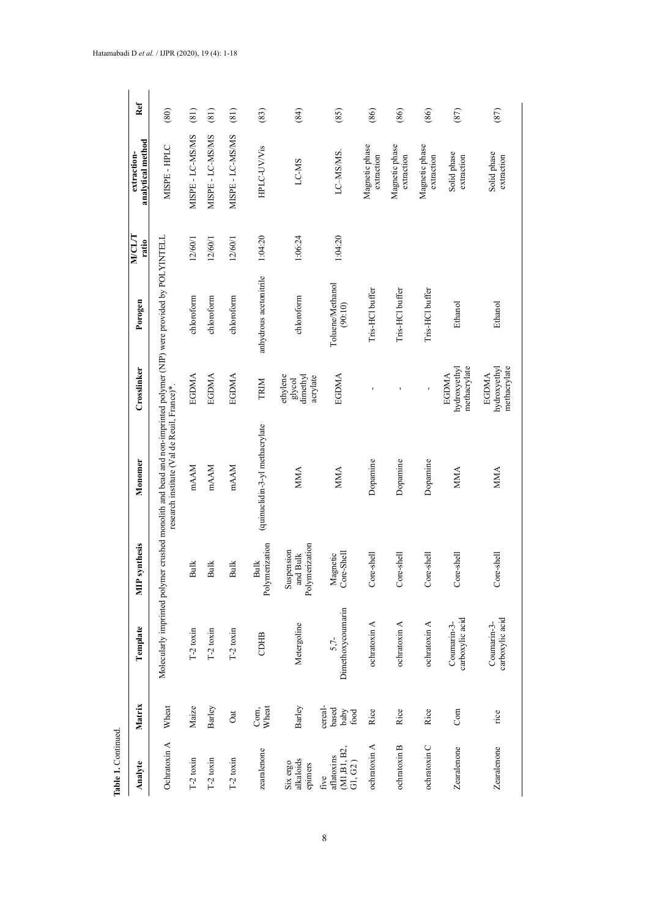Table 1. Continued.

| Analyte | Matrix | Template | MIP synthesis | Monomer | Crosslinker | Porogen | M/CL/T ratio | extraction-analytical method | Ref |
|---|---|---|---|---|---|---|---|---|---|
| Ochratoxin A | Wheat | Molecularly imprinted polymer crushed monolith and bead and non-imprinted polymer (NIP) were provided by POLYINTELL research institute (Val de Reuil, France)*. | | | | | | MISPE - HPLC | (80) |
| T-2 toxin | Maize | T-2 toxin | Bulk | mAAM | EGDMA | chloroform | 12/60/1 | MISPE - LC-MS/MS | (81) |
| T-2 toxin | Barley | T-2 toxin | Bulk | mAAM | EGDMA | chloroform | 12/60/1 | MISPE - LC-MS/MS | (81) |
| T-2 toxin | Oat | T-2 toxin | Bulk | mAAM | EGDMA | chloroform | 12/60/1 | MISPE - LC-MS/MS | (81) |
| zearalenone | Corn, Wheat | CDHB | Bulk Polymerization | (quinuclidin-3-yl methacrylate | TRIM | anhydrous acetonitrile | 1:04:20 | HPLC-UV/Vis | (83) |
| Six ergo alkaloids epimers | Barley | Metergoline | Suspension and Bulk Polymerization | MMA | ethylene glycol dimethyl acrylate | chloroform | 1:06:24 | LC-MS | (84) |
| five aflatoxins (M1,B1, B2, G1, G2 ) | cereal-based baby food | 5,7-Dimethoxycoumarin | Magnetic Core-Shell | MMA | EGDMA | Toluene/Methanol (90:10) | 1:04:20 | LC–MS/MS. | (85) |
| ochratoxin A | Rice | ochratoxin A | Core-shell | Dopamine | - | Tris-HCl buffer | | Magnetic phase extraction | (86) |
| ochratoxin B | Rice | ochratoxin A | Core-shell | Dopamine | - | Tris-HCl buffer | | Magnetic phase extraction | (86) |
| ochratoxin C | Rice | ochratoxin A | Core-shell | Dopamine | - | Tris-HCl buffer | | Magnetic phase extraction | (86) |
| Zearalenone | Corn | Coumarin-3-carboxylic acid | Core-shell | MMA | EGDMA hydroxyethyl methacrylate | Ethanol | | Solid phase extraction | (87) |
| Zearalenone | rice | Coumarin-3-carboxylic acid | Core-shell | MMA | EGDMA hydroxyethyl methacrylate | Ethanol | | Solid phase extraction | (87) |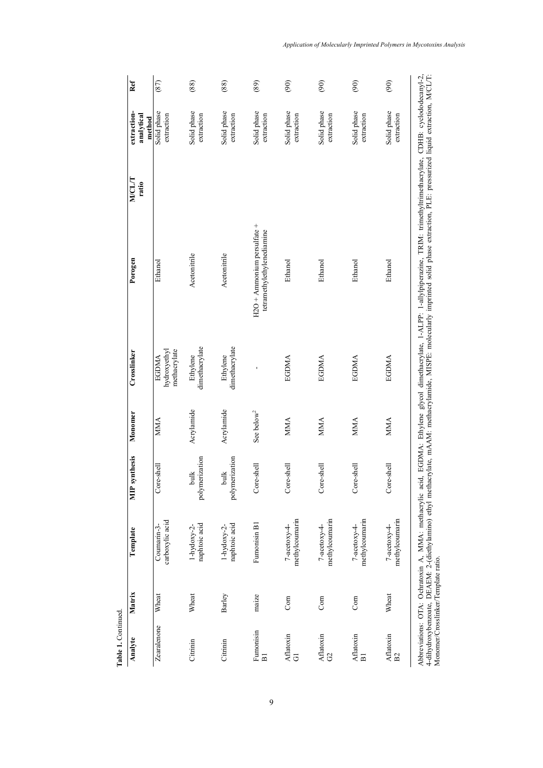Table 1. Continued.

| Analyte | Matrix | Template | MIP synthesis | Monomer | Crosslinker | Porogen | M/CL/T ratio | extraction-analytical method | Ref |
|---|---|---|---|---|---|---|---|---|---|
| Zearalenone | Wheat | Coumarin-3-carboxylic acid | Core-shell | MMA | EGDMA hydroxyethyl methacrylate | Ethanol | | Solid phase extraction | (87) |
| Citrinin | Wheat | 1-hydoxy-2-naphtoic acid | bulk polymerization | Acrylamide | Ethylene dimethacrylate | Acetonitrile | | Solid phase extraction | (88) |
| Citrinin | Barley | 1-hydoxy-2-naphtoic acid | bulk polymerization | Acrylamide | Ethylene dimethacrylate | Acetonitrile | | Solid phase extraction | (88) |
| Fumonisin B1 | maize | Fumonisin B1 | Core-shell | See below[2] | - | H2O + Ammonium persulfate + tetramethylethylenediamine | | Solid phase extraction | (89) |
| Aflatoxin G1 | Corn | 7-acetoxy-4-methylcoumarin | Core-shell | MMA | EGDMA | Ethanol | | Solid phase extraction | (90) |
| Aflatoxin G2 | Corn | 7-acetoxy-4-methylcoumarin | Core-shell | MMA | EGDMA | Ethanol | | Solid phase extraction | (90) |
| Aflatoxin B1 | Corn | 7-acetoxy-4-methylcoumarin | Core-shell | MMA | EGDMA | Ethanol | | Solid phase extraction | (90) |
| Aflatoxin B2 | Wheat | 7-acetoxy-4-methylcoumarin | Core-shell | MMA | EGDMA | Ethanol | | Solid phase extraction | (90) |

Abbreviations: OTA: Ochratoxin A, MMA: methacrylic acid, EGDMA: Ethylene glycol dimethacrylate, 1-ALPP: 1-allylpiperazine, TRIM: trimethyltrimethacrylate, CDHB: cyclododecanyl-2, 4-dihydroxybenzoate, DEAEM: 2-(diethylamino) ethyl methacrylate, mAAM: methacrylamide, MISPE: molecularly imprinted solid phase extraction, PLE: pressurized liquid extraction, M/CL/T: Monomer/Crosslinker/Template ratio.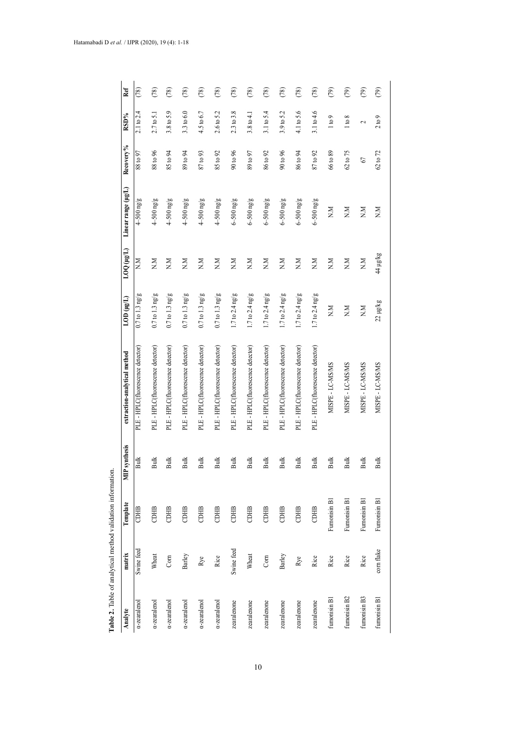**Table 2.** Table of analytical method validation information.

| Analyte | matrix | Template | MIP synthesis | extraction-analytical method | LOD (μg/L) | LOQ (μg/L) | Linear range (μg/L) | Recovery% | RSD% | Ref |
|---|---|---|---|---|---|---|---|---|---|---|
| α-zearalenol | Swine feed | CDHB | Bulk | PLE - HPLC(fluorescence detector) | 0.7 to 1.3 ng/g | N.M | 4–500 ng/g | 88 to 97 | 2.1 to 2.4 | (78) |
| α-zearalenol | Wheat | CDHB | Bulk | PLE - HPLC(fluorescence detector) | 0.7 to 1.3 ng/g | N.M | 4–500 ng/g | 88 to 96 | 2.7 to 5.1 | (78) |
| α-zearalenol | Corn | CDHB | Bulk | PLE - HPLC(fluorescence detector) | 0.7 to 1.3 ng/g | N.M | 4–500 ng/g | 85 to 94 | 3.8 to 5.9 | (78) |
| α-zearalenol | Barley | CDHB | Bulk | PLE - HPLC(fluorescence detector) | 0.7 to 1.3 ng/g | N.M | 4–500 ng/g | 89 to 94 | 3.3 to 6.0 | (78) |
| α-zearalenol | Rye | CDHB | Bulk | PLE - HPLC(fluorescence detector) | 0.7 to 1.3 ng/g | N.M | 4–500 ng/g | 87 to 93 | 4.5 to 6.7 | (78) |
| α-zearalenol | Rice | CDHB | Bulk | PLE - HPLC(fluorescence detector) | 0.7 to 1.3 ng/g | N.M | 4–500 ng/g | 85 to 92 | 2.6 to 5.2 | (78) |
| zearalenone | Swine feed | CDHB | Bulk | PLE - HPLC(fluorescence detector) | 1.7 to 2.4 ng/g | N.M | 6–500 ng/g | 90 to 96 | 2.3 to 3.8 | (78) |
| zearalenone | Wheat | CDHB | Bulk | PLE - HPLC(fluorescence detector) | 1.7 to 2.4 ng/g | N.M | 6–500 ng/g | 89 to 97 | 3.8 to 4.1 | (78) |
| zearalenone | Corn | CDHB | Bulk | PLE - HPLC(fluorescence detector) | 1.7 to 2.4 ng/g | N.M | 6–500 ng/g | 86 to 92 | 3.1 to 5.4 | (78) |
| zearalenone | Barley | CDHB | Bulk | PLE - HPLC(fluorescence detector) | 1.7 to 2.4 ng/g | N.M | 6–500 ng/g | 90 to 96 | 3.9 to 5.2 | (78) |
| zearalenone | Rye | CDHB | Bulk | PLE - HPLC(fluorescence detector) | 1.7 to 2.4 ng/g | N.M | 6–500 ng/g | 86 to 94 | 4.1 to 5.6 | (78) |
| zearalenone | Rice | CDHB | Bulk | PLE - HPLC(fluorescence detector) | 1.7 to 2.4 ng/g | N.M | 6–500 ng/g | 87 to 92 | 3.1 to 4.6 | (78) |
| fumonisin B1 | Rice | Fumonisin B1 | Bulk | MISPE - LC-MS/MS | N.M | N.M | N.M | 66 to 89 | 1 to 9 | (79) |
| fumonisin B2 | Rice | Fumonisin B1 | Bulk | MISPE - LC-MS/MS | N.M | N.M | N.M | 62 to 75 | 1 to 8 | (79) |
| fumonisin B3 | Rice | Fumonisin B1 | Bulk | MISPE - LC-MS/MS | N.M | N.M | N.M | 67 | 2 | (79) |
| fumonisin B1 | corn flake | Fumonisin B1 | Bulk | MISPE - LC-MS/MS | 22 μg/kg | 44 μg/kg | N.M | 62 to 72 | 2 to 9 | (79) |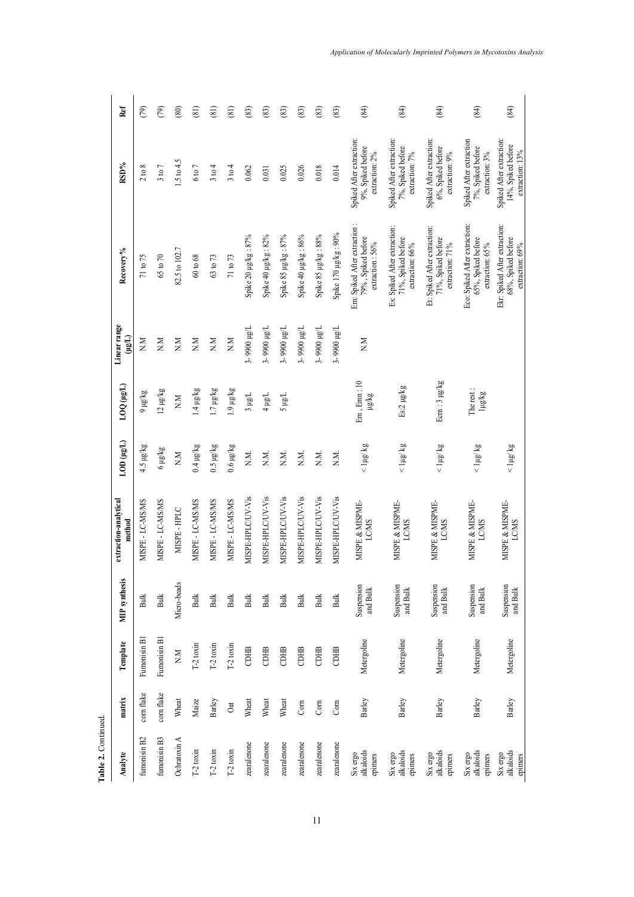**Table 2.** Continued.

| Analyte | matrix | Template | MIP synthesis | extraction-analytical method | LOD (µg/L) | LOQ (µg/L) | Linear range (µg/L) | Recovery% | RSD% | Ref |
|---|---|---|---|---|---|---|---|---|---|---|
| fumonisin B2 | corn flake | Fumonisin B1 | Bulk | MISPE - LC-MS/MS | 4.5 µg/kg | 9 µg/kg | N.M | 71 to 75 | 2 to 8 | (79) |
| fumonisin B3 | corn flake | Fumonisin B1 | Bulk | MISPE - LC-MS/MS | 6 µg/kg | 12 µg/kg | N.M | 65 to 70 | 3 to 7 | (79) |
| Ochratoxin A | Wheat | N.M | Micro-beads | MISPE - HPLC | N.M | N.M | N.M | 82.5 to 102.7 | 1.5 to 4.5 | (80) |
| T-2 toxin | Maize | T-2 toxin | Bulk | MISPE - LC-MS/MS | 0.4 µg/kg | 1.4 µg/kg | N.M | 60 to 68 | 6 to 7 | (81) |
| T-2 toxin | Barley | T-2 toxin | Bulk | MISPE - LC-MS/MS | 0.5 µg/kg | 1.7 µg/kg | N.M | 63 to 73 | 3 to 4 | (81) |
| T-2 toxin | Oat | T-2 toxin | Bulk | MISPE - LC-MS/MS | 0.6 µg/kg | 1.9 µg/kg | N.M | 71 to 73 | 3 to 4 | (81) |
| zearalenone | Wheat | CDHB | Bulk | MISPE-HPLC/UV-Vis | N.M. | 3 µg/L | 3- 9900 µg/L | Spike 20 µg/kg : 87% | 0.062 | (83) |
| zearalenone | Wheat | CDHB | Bulk | MISPE-HPLC/UV-Vis | N.M. | 4 µg/L | 3- 9900 µg/L | Spike 40 µg/kg : 82% | 0.031 | (83) |
| zearalenone | Wheat | CDHB | Bulk | MISPE-HPLC/UV-Vis | N.M. | 5 µg/L | 3- 9900 µg/L | Spike 85 µg/kg : 87% | 0.025 | (83) |
| zearalenone | Corn | CDHB | Bulk | MISPE-HPLC/UV-Vis | N.M. | | 3- 9900 µg/L | Spike 40 µg/kg : 86% | 0.026 | (83) |
| zearalenone | Corn | CDHB | Bulk | MISPE-HPLC/UV-Vis | N.M. | | 3- 9900 µg/L | Spike 85 µg/kg : 88% | 0.018 | (83) |
| zearalenone | Corn | CDHB | Bulk | MISPE-HPLC/UV-Vis | N.M. | | 3- 9900 µg/L | Spike 170 µg/kg : 90% | 0.014 | (83) |
| Six ergo alkaloids epimers | Barley | Metergoline | Suspension and Bulk | MISPE & MISPME-LC/MS | < 1µg/ kg | Em , Emn : 10 µg/kg | N.M | Em: Spiked After extraction : 79% , Spiked before extraction : 56% | Spiked After extraction: 9%, Spiked before extraction: 2% | (84) |
| Six ergo alkaloids epimers | Barley | Metergoline | Suspension and Bulk | MISPE & MISPME-LC/MS | < 1µg/ kg | Es:2 µg/kg | | Es: Spiked After extraction: 71%, Spiked before extraction: 66% | Spiked After extraction: 7%, Spiked before extraction: 7% | (84) |
| Six ergo alkaloids epimers | Barley | Metergoline | Suspension and Bulk | MISPE & MISPME-LC/MS | < 1µg/ kg | Ecrn : 3 µg/kg | | Et: Spiked After extraction: 71%, Spiked before extraction: 71% | Spiked After extraction: 6%, Spiked before extraction: 9% | (84) |
| Six ergo alkaloids epimers | Barley | Metergoline | Suspension and Bulk | MISPE & MISPME-LC/MS | < 1µg/ kg | The rest : 1µg/kg | | Eco: Spiked After extraction: 65%, Spiked before extraction: 65% | Spiked After extraction 7%, Spiked before extraction: 3% | (84) |
| Six ergo alkaloids epimers | Barley | Metergoline | Suspension and Bulk | MISPE & MISPME-LC/MS | < 1µg/ kg | | | Ekr: Spiked After extraction: 68%, Spiked before extraction: 69% | Spiked After extraction: 14%, Spiked before extraction: 13% | (84) |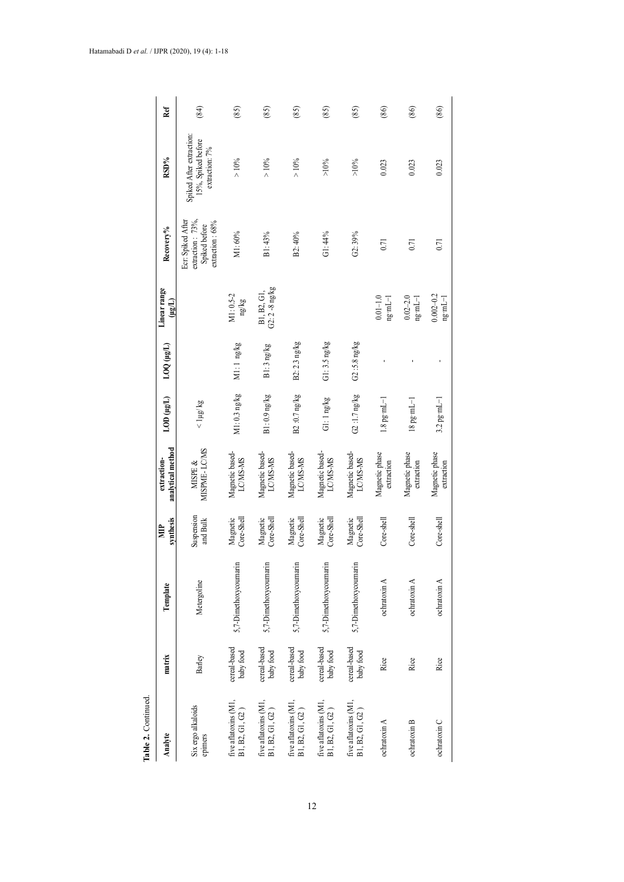**Table 2.** Continued.

| Analyte | matrix | Template | MIP synthesis | extraction-analytical method | LOD (µg/L) | LOQ (µg/L) | Linear range (µg/L) | Recovery% | RSD% | Ref |
|---|---|---|---|---|---|---|---|---|---|---|
| Six ergo alkaloids epimers | Barley | Metergoline | Suspension and Bulk | MISPE & MISPME- LC/MS | < 1µg/ kg | | | Ecr: Spiked After extraction : 73%, Spiked before extraction : 68% | Spiked After extraction: 15%, Spiked before extraction: 7% | (84) |
| five aflatoxins (M1, B1, B2, G1, G2 ) | cereal-based baby food | 5,7-Dimethoxycoumarin | Magnetic Core-Shell | Magnetic based-LC/MS-MS | M1: 0.3 ng/kg | M1: 1 ng/kg | M1: 0.5-2 ng/kg | M1: 60% | > 10% | (85) |
| five aflatoxins (M1, B1, B2, G1, G2 ) | cereal-based baby food | 5,7-Dimethoxycoumarin | Magnetic Core-Shell | Magnetic based-LC/MS-MS | B1: 0.9 ng/kg | B1: 3 ng/kg | B1, B2, G1, G2: 2 -8 ng/kg | B1: 43% | > 10% | (85) |
| five aflatoxins (M1, B1, B2, G1, G2 ) | cereal-based baby food | 5,7-Dimethoxycoumarin | Magnetic Core-Shell | Magnetic based-LC/MS-MS | B2 :0.7 ng/kg | B2: 2.3 ng/kg | | B2: 40% | > 10% | (85) |
| five aflatoxins (M1, B1, B2, G1, G2 ) | cereal-based baby food | 5,7-Dimethoxycoumarin | Magnetic Core-Shell | Magnetic based-LC/MS-MS | G1: 1 ng/kg | G1: 3.5 ng/kg | | G1: 44% | >10% | (85) |
| five aflatoxins (M1, B1, B2, G1, G2 ) | cereal-based baby food | 5,7-Dimethoxycoumarin | Magnetic Core-Shell | Magnetic based-LC/MS-MS | G2 :1.7 ng/kg | G2 :5.8 ng/kg | | G2: 39% | >10% | (85) |
| ochratoxin A | Rice | ochratoxin A | Core-shell | Magnetic phase extraction | 1.8 pg·mL−1 | - | 0.01–1.0 ng·mL−1 | 0.71 | 0.023 | (86) |
| ochratoxin B | Rice | ochratoxin A | Core-shell | Magnetic phase extraction | 18 pg·mL−1 | - | 0.02–2.0 ng·mL−1 | 0.71 | 0.023 | (86) |
| ochratoxin C | Rice | ochratoxin A | Core-shell | Magnetic phase extraction | 3.2 pg·mL−1 | - | 0.002–0.2 ng·mL−1 | 0.71 | 0.023 | (86) |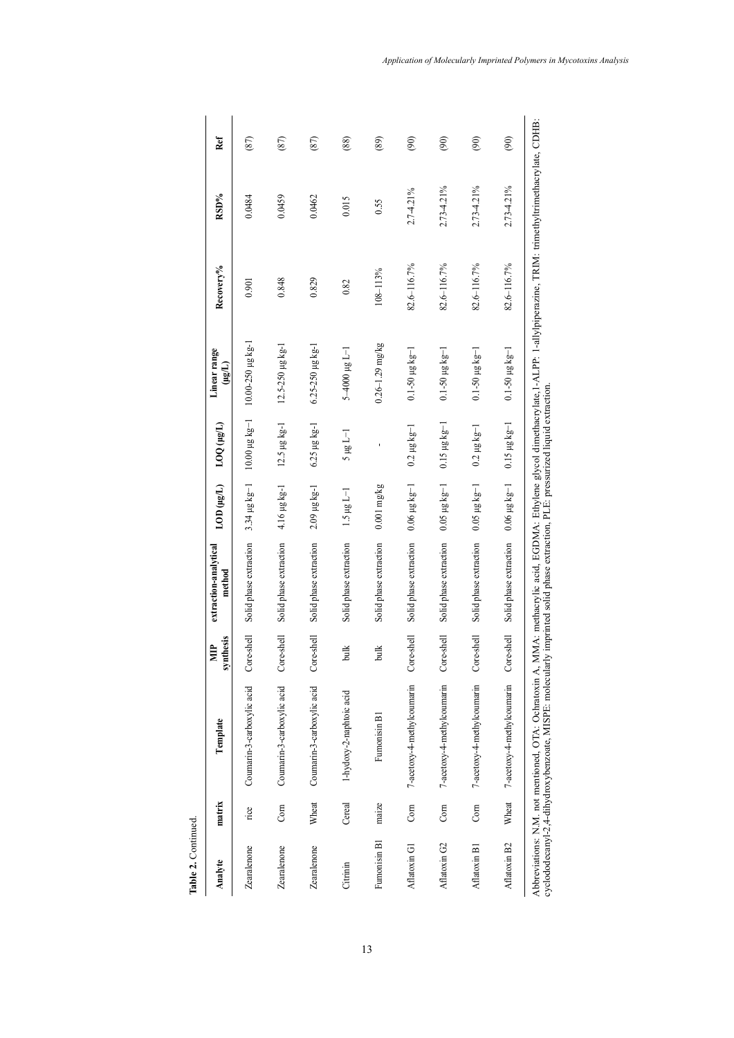**Table 2.** Continued.

| Analyte | matrix | Template | MIP synthesis | extraction-analytical method | LOD (μg/L) | LOQ (μg/L) | Linear range (μg/L) | Recovery% | RSD% | Ref |
|---|---|---|---|---|---|---|---|---|---|---|
| Zearalenone | rice | Coumarin-3-carboxylic acid | Core-shell | Solid phase extraction | 3.34 μg kg−1 | 10.00 μg kg−1 | 10.00-250 μg kg-1 | 0.901 | 0.0484 | (87) |
| Zearalenone | Corn | Coumarin-3-carboxylic acid | Core-shell | Solid phase extraction | 4.16 μg kg-1 | 12.5 μg kg-1 | 12.5-250 μg kg-1 | 0.848 | 0.0459 | (87) |
| Zearalenone | Wheat | Coumarin-3-carboxylic acid | Core-shell | Solid phase extraction | 2.09 μg kg-1 | 6.25 μg kg-1 | 6.25-250 μg kg-1 | 0.829 | 0.0462 | (87) |
| Citrinin | Cereal | 1-hydoxy-2-naphtoic acid | bulk | Solid phase extraction | 1.5 μg L−1 | 5 μg L−1 | 5–4000 μg L−1 | 0.82 | 0.015 | (88) |
| Fumonisin B1 | maize | Fumonisin B1 | bulk | Solid phase extraction | 0.001 mg/kg | - | 0.26-1.29 mg/kg | 108–113% | 0.55 | (89) |
| Aflatoxin G1 | Corn | 7-acetoxy-4-methylcoumarin | Core-shell | Solid phase extraction | 0.06 μg kg−1 | 0.2 μg kg−1 | 0.1-50 μg kg−1 | 82.6–116.7% | 2.7-4.21% | (90) |
| Aflatoxin G2 | Corn | 7-acetoxy-4-methylcoumarin | Core-shell | Solid phase extraction | 0.05 μg kg−1 | 0.15 μg kg−1 | 0.1-50 μg kg−1 | 82.6–116.7% | 2.73-4.21% | (90) |
| Aflatoxin B1 | Corn | 7-acetoxy-4-methylcoumarin | Core-shell | Solid phase extraction | 0.05 μg kg−1 | 0.2 μg kg−1 | 0.1-50 μg kg−1 | 82.6–116.7% | 2.73-4.21% | (90) |
| Aflatoxin B2 | Wheat | 7-acetoxy-4-methylcoumarin | Core-shell | Solid phase extraction | 0.06 μg kg−1 | 0.15 μg kg−1 | 0.1-50 μg kg−1 | 82.6–116.7% | 2.73-4.21% | (90) |

Abbreviations: N.M. not mentioned, OTA: Ochratoxin A, MMA: methacrylic acid, EGDMA: Ethylene glycol dimethacrylate, 1-ALPP: 1-allylpiperazine, TRIM: trimethyltrimethacrylate, CDHB: cyclododecanyl-2,4-dihydroxybenzoate, MISPE: molecularly imprinted solid phase extraction, PLE: pressurized liquid extraction.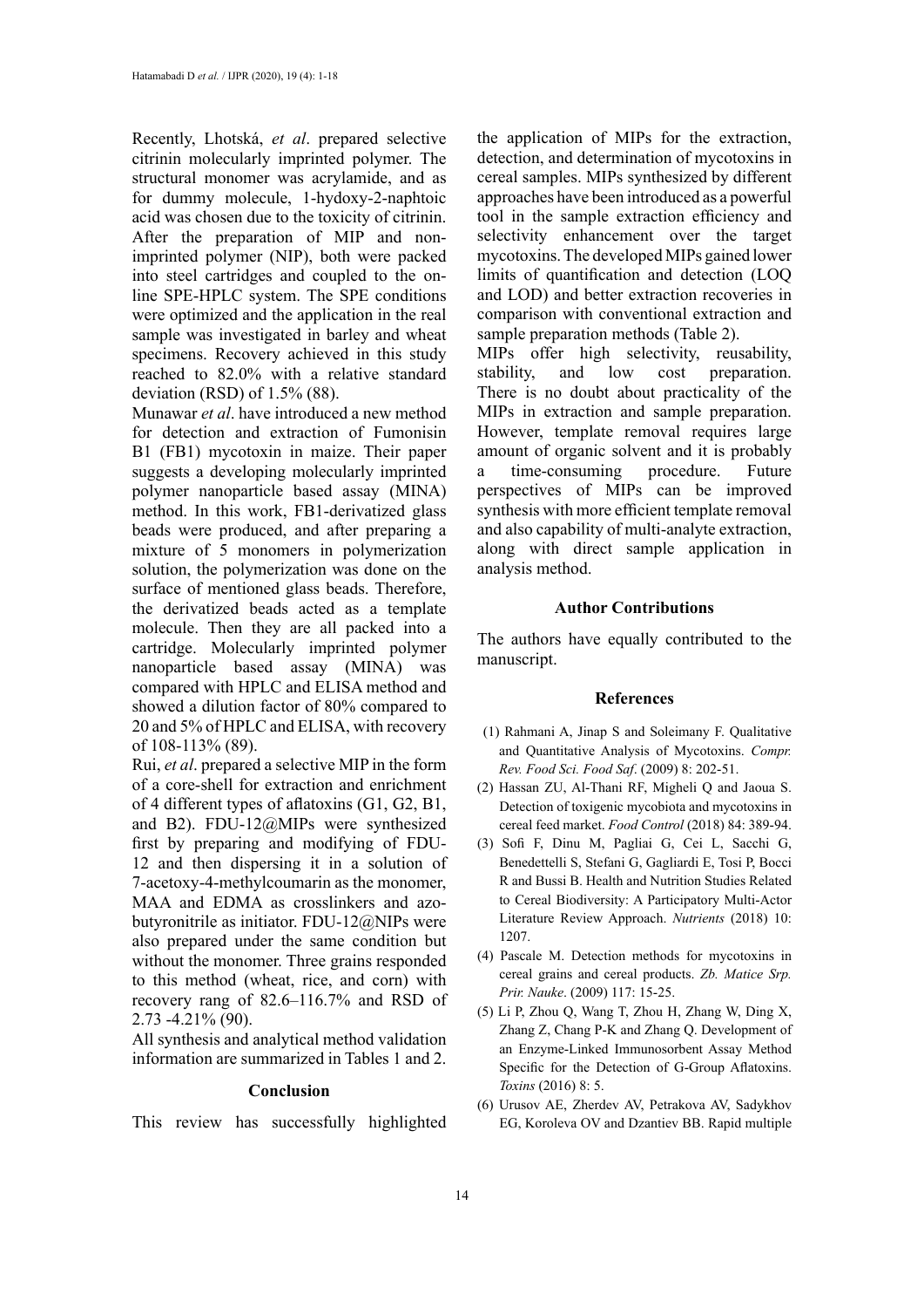Recently, Lhotská, *et al*. prepared selective citrinin molecularly imprinted polymer. The structural monomer was acrylamide, and as for dummy molecule, 1-hydoxy-2-naphtoic acid was chosen due to the toxicity of citrinin. After the preparation of MIP and non-imprinted polymer (NIP), both were packed into steel cartridges and coupled to the on-line SPE-HPLC system. The SPE conditions were optimized and the application in the real sample was investigated in barley and wheat specimens. Recovery achieved in this study reached to 82.0% with a relative standard deviation (RSD) of 1.5% (88).

Munawar *et al*. have introduced a new method for detection and extraction of Fumonisin B1 (FB1) mycotoxin in maize. Their paper suggests a developing molecularly imprinted polymer nanoparticle based assay (MINA) method. In this work, FB1-derivatized glass beads were produced, and after preparing a mixture of 5 monomers in polymerization solution, the polymerization was done on the surface of mentioned glass beads. Therefore, the derivatized beads acted as a template molecule. Then they are all packed into a cartridge. Molecularly imprinted polymer nanoparticle based assay (MINA) was compared with HPLC and ELISA method and showed a dilution factor of 80% compared to 20 and 5% of HPLC and ELISA, with recovery of 108-113% (89).

Rui, *et al*. prepared a selective MIP in the form of a core-shell for extraction and enrichment of 4 different types of aflatoxins (G1, G2, B1, and B2). FDU-12@MIPs were synthesized first by preparing and modifying of FDU-12 and then dispersing it in a solution of 7-acetoxy-4-methylcoumarin as the monomer, MAA and EDMA as crosslinkers and azo-butyronitrile as initiator. FDU-12@NIPs were also prepared under the same condition but without the monomer. Three grains responded to this method (wheat, rice, and corn) with recovery rang of 82.6–116.7% and RSD of 2.73 -4.21% (90).

All synthesis and analytical method validation information are summarized in Tables 1 and 2.

## Conclusion

This review has successfully highlighted the application of MIPs for the extraction, detection, and determination of mycotoxins in cereal samples. MIPs synthesized by different approaches have been introduced as a powerful tool in the sample extraction efficiency and selectivity enhancement over the target mycotoxins. The developed MIPs gained lower limits of quantification and detection (LOQ and LOD) and better extraction recoveries in comparison with conventional extraction and sample preparation methods (Table 2).

MIPs offer high selectivity, reusability, stability, and low cost preparation. There is no doubt about practicality of the MIPs in extraction and sample preparation. However, template removal requires large amount of organic solvent and it is probably a time-consuming procedure. Future perspectives of MIPs can be improved synthesis with more efficient template removal and also capability of multi-analyte extraction, along with direct sample application in analysis method.

## Author Contributions

The authors have equally contributed to the manuscript.

## References

(1) Rahmani A, Jinap S and Soleimany F. Qualitative and Quantitative Analysis of Mycotoxins. *Compr. Rev. Food Sci. Food Saf*. (2009) 8: 202-51.

(2) Hassan ZU, Al-Thani RF, Migheli Q and Jaoua S. Detection of toxigenic mycobiota and mycotoxins in cereal feed market. *Food Control* (2018) 84: 389-94.

(3) Sofi F, Dinu M, Pagliai G, Cei L, Sacchi G, Benedettelli S, Stefani G, Gagliardi E, Tosi P, Bocci R and Bussi B. Health and Nutrition Studies Related to Cereal Biodiversity: A Participatory Multi-Actor Literature Review Approach. *Nutrients* (2018) 10: 1207.

(4) Pascale M. Detection methods for mycotoxins in cereal grains and cereal products. *Zb. Matice Srp. Prir. Nauke*. (2009) 117: 15-25.

(5) Li P, Zhou Q, Wang T, Zhou H, Zhang W, Ding X, Zhang Z, Chang P-K and Zhang Q. Development of an Enzyme-Linked Immunosorbent Assay Method Specific for the Detection of G-Group Aflatoxins. *Toxins* (2016) 8: 5.

(6) Urusov AE, Zherdev AV, Petrakova AV, Sadykhov EG, Koroleva OV and Dzantiev BB. Rapid multiple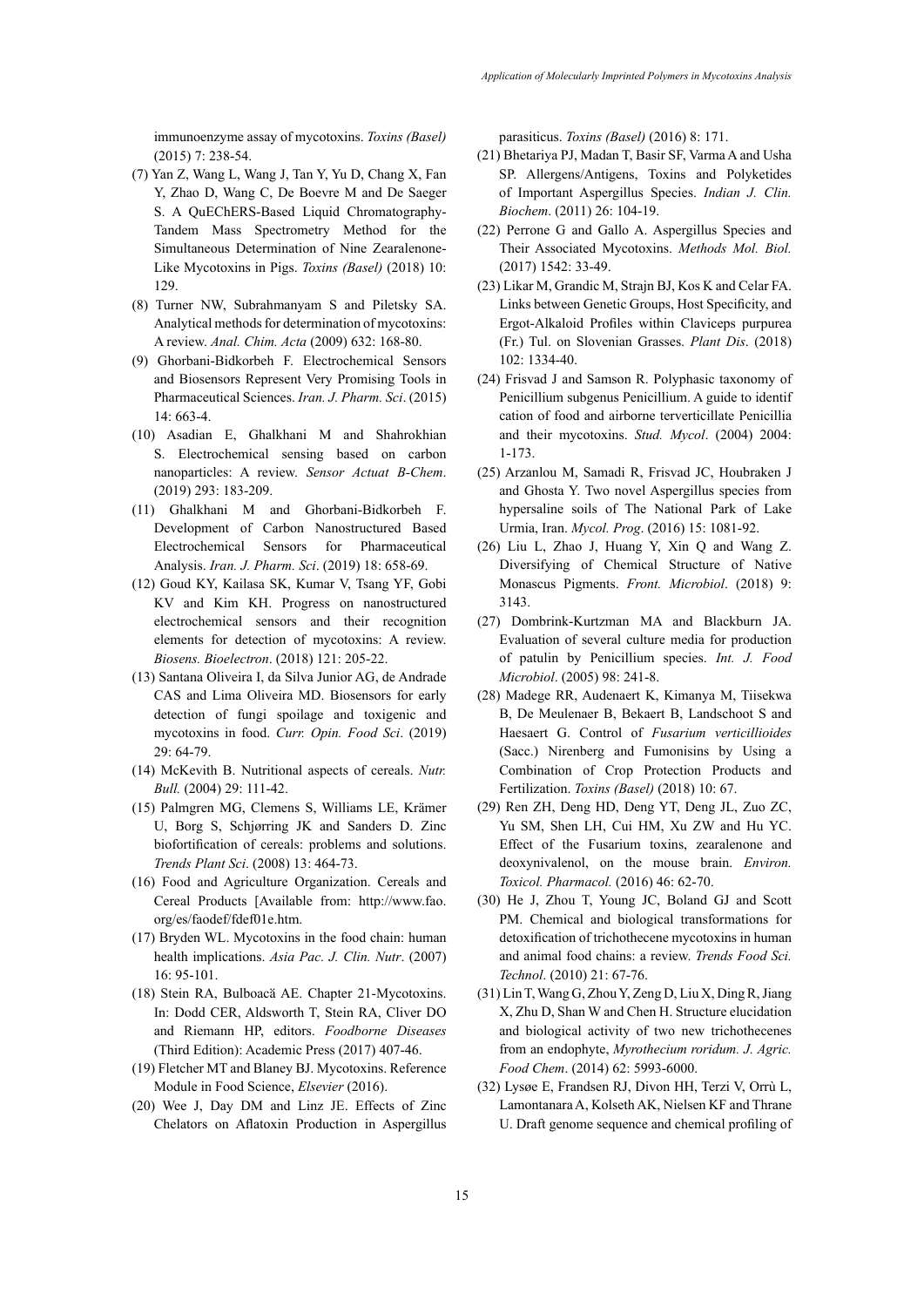immunoenzyme assay of mycotoxins. *Toxins (Basel)* (2015) 7: 238-54.

(7) Yan Z, Wang L, Wang J, Tan Y, Yu D, Chang X, Fan Y, Zhao D, Wang C, De Boevre M and De Saeger S. A QuEChERS-Based Liquid Chromatography-Tandem Mass Spectrometry Method for the Simultaneous Determination of Nine Zearalenone-Like Mycotoxins in Pigs. *Toxins (Basel)* (2018) 10: 129.

(8) Turner NW, Subrahmanyam S and Piletsky SA. Analytical methods for determination of mycotoxins: A review. *Anal. Chim. Acta* (2009) 632: 168-80.

(9) Ghorbani-Bidkorbeh F. Electrochemical Sensors and Biosensors Represent Very Promising Tools in Pharmaceutical Sciences. *Iran. J. Pharm. Sci*. (2015) 14: 663-4.

(10) Asadian E, Ghalkhani M and Shahrokhian S. Electrochemical sensing based on carbon nanoparticles: A review. *Sensor Actuat B-Chem*. (2019) 293: 183-209.

(11) Ghalkhani M and Ghorbani-Bidkorbeh F. Development of Carbon Nanostructured Based Electrochemical Sensors for Pharmaceutical Analysis. *Iran. J. Pharm. Sci*. (2019) 18: 658-69.

(12) Goud KY, Kailasa SK, Kumar V, Tsang YF, Gobi KV and Kim KH. Progress on nanostructured electrochemical sensors and their recognition elements for detection of mycotoxins: A review. *Biosens. Bioelectron*. (2018) 121: 205-22.

(13) Santana Oliveira I, da Silva Junior AG, de Andrade CAS and Lima Oliveira MD. Biosensors for early detection of fungi spoilage and toxigenic and mycotoxins in food. *Curr. Opin. Food Sci*. (2019) 29: 64-79.

(14) McKevith B. Nutritional aspects of cereals. *Nutr. Bull.* (2004) 29: 111-42.

(15) Palmgren MG, Clemens S, Williams LE, Krämer U, Borg S, Schjørring JK and Sanders D. Zinc biofortification of cereals: problems and solutions. *Trends Plant Sci*. (2008) 13: 464-73.

(16) Food and Agriculture Organization. Cereals and Cereal Products [Available from: http://www.fao.org/es/faodef/fdef01e.htm.

(17) Bryden WL. Mycotoxins in the food chain: human health implications. *Asia Pac. J. Clin. Nutr*. (2007) 16: 95-101.

(18) Stein RA, Bulboacă AE. Chapter 21-Mycotoxins. In: Dodd CER, Aldsworth T, Stein RA, Cliver DO and Riemann HP, editors. *Foodborne Diseases* (Third Edition): Academic Press (2017) 407-46.

(19) Fletcher MT and Blaney BJ. Mycotoxins. Reference Module in Food Science, *Elsevier* (2016).

(20) Wee J, Day DM and Linz JE. Effects of Zinc Chelators on Aflatoxin Production in Aspergillus parasiticus. *Toxins (Basel)* (2016) 8: 171.

(21) Bhetariya PJ, Madan T, Basir SF, Varma A and Usha SP. Allergens/Antigens, Toxins and Polyketides of Important Aspergillus Species. *Indian J. Clin. Biochem*. (2011) 26: 104-19.

(22) Perrone G and Gallo A. Aspergillus Species and Their Associated Mycotoxins. *Methods Mol. Biol.* (2017) 1542: 33-49.

(23) Likar M, Grandic M, Strajn BJ, Kos K and Celar FA. Links between Genetic Groups, Host Specificity, and Ergot-Alkaloid Profiles within Claviceps purpurea (Fr.) Tul. on Slovenian Grasses. *Plant Dis*. (2018) 102: 1334-40.

(24) Frisvad J and Samson R. Polyphasic taxonomy of Penicillium subgenus Penicillium. A guide to identif cation of food and airborne terverticillate Penicillia and their mycotoxins. *Stud. Mycol*. (2004) 2004: 1-173.

(25) Arzanlou M, Samadi R, Frisvad JC, Houbraken J and Ghosta Y. Two novel Aspergillus species from hypersaline soils of The National Park of Lake Urmia, Iran. *Mycol. Prog*. (2016) 15: 1081-92.

(26) Liu L, Zhao J, Huang Y, Xin Q and Wang Z. Diversifying of Chemical Structure of Native Monascus Pigments. *Front. Microbiol*. (2018) 9: 3143.

(27) Dombrink-Kurtzman MA and Blackburn JA. Evaluation of several culture media for production of patulin by Penicillium species. *Int. J. Food Microbiol*. (2005) 98: 241-8.

(28) Madege RR, Audenaert K, Kimanya M, Tiisekwa B, De Meulenaer B, Bekaert B, Landschoot S and Haesaert G. Control of *Fusarium verticillioides* (Sacc.) Nirenberg and Fumonisins by Using a Combination of Crop Protection Products and Fertilization. *Toxins (Basel)* (2018) 10: 67.

(29) Ren ZH, Deng HD, Deng YT, Deng JL, Zuo ZC, Yu SM, Shen LH, Cui HM, Xu ZW and Hu YC. Effect of the Fusarium toxins, zearalenone and deoxynivalenol, on the mouse brain. *Environ. Toxicol. Pharmacol.* (2016) 46: 62-70.

(30) He J, Zhou T, Young JC, Boland GJ and Scott PM. Chemical and biological transformations for detoxification of trichothecene mycotoxins in human and animal food chains: a review. *Trends Food Sci. Technol*. (2010) 21: 67-76.

(31) Lin T, Wang G, Zhou Y, Zeng D, Liu X, Ding R, Jiang X, Zhu D, Shan W and Chen H. Structure elucidation and biological activity of two new trichothecenes from an endophyte, *Myrothecium roridum. J. Agric. Food Chem*. (2014) 62: 5993-6000.

(32) Lysøe E, Frandsen RJ, Divon HH, Terzi V, Orrù L, Lamontanara A, Kolseth AK, Nielsen KF and Thrane U. Draft genome sequence and chemical profiling of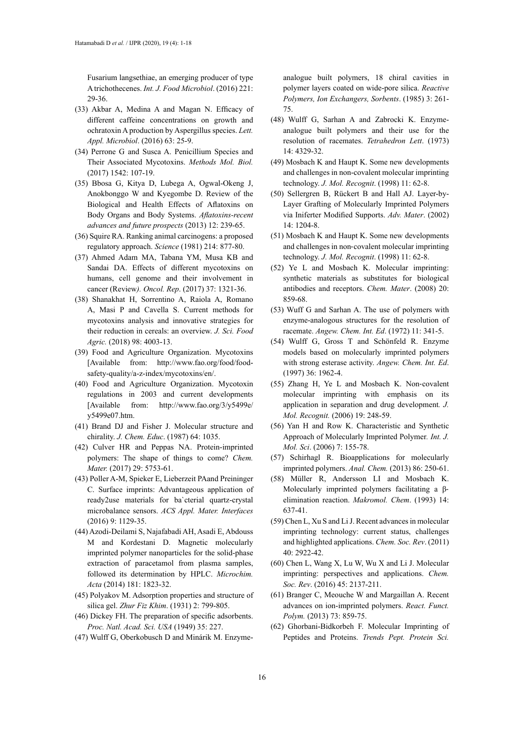Fusarium langsethiae, an emerging producer of type A trichothecenes. *Int. J. Food Microbiol*. (2016) 221: 29-36.

(33) Akbar A, Medina A and Magan N. Efficacy of different caffeine concentrations on growth and ochratoxin A production by Aspergillus species. *Lett. Appl. Microbiol*. (2016) 63: 25-9.

(34) Perrone G and Susca A. Penicillium Species and Their Associated Mycotoxins. *Methods Mol. Biol.* (2017) 1542: 107-19.

(35) Bbosa G, Kitya D, Lubega A, Ogwal-Okeng J, Anokbonggo W and Kyegombe D. Review of the Biological and Health Effects of Aflatoxins on Body Organs and Body Systems. *Aflatoxins-recent advances and future prospects* (2013) 12: 239-65.

(36) Squire RA. Ranking animal carcinogens: a proposed regulatory approach. *Science* (1981) 214: 877-80.

(37) Ahmed Adam MA, Tabana YM, Musa KB and Sandai DA. Effects of different mycotoxins on humans, cell genome and their involvement in cancer (Review*). Oncol. Rep*. (2017) 37: 1321-36.

(38) Shanakhat H, Sorrentino A, Raiola A, Romano A, Masi P and Cavella S. Current methods for mycotoxins analysis and innovative strategies for their reduction in cereals: an overview. *J. Sci. Food Agric.* (2018) 98: 4003-13.

(39) Food and Agriculture Organization. Mycotoxins [Available from: http://www.fao.org/food/food-safety-quality/a-z-index/mycotoxins/en/.

(40) Food and Agriculture Organization. Mycotoxin regulations in 2003 and current developments [Available from: http://www.fao.org/3/y5499e/y5499e07.htm.

(41) Brand DJ and Fisher J. Molecular structure and chirality. *J. Chem. Educ*. (1987) 64: 1035.

(42) Culver HR and Peppas NA. Protein-imprinted polymers: The shape of things to come? *Chem. Mater.* (2017) 29: 5753-61.

(43) Poller A-M, Spieker E, Lieberzeit PAand Preininger C. Surface imprints: Advantageous application of ready2use materials for ba`cterial quartz-crystal microbalance sensors. *ACS Appl. Mater. Interfaces* (2016) 9: 1129-35.

(44) Azodi-Deilami S, Najafabadi AH, Asadi E, Abdouss M and Kordestani D. Magnetic molecularly imprinted polymer nanoparticles for the solid-phase extraction of paracetamol from plasma samples, followed its determination by HPLC. *Microchim. Acta* (2014) 181: 1823-32.

(45) Polyakov M. Adsorption properties and structure of silica gel. *Zhur Fiz Khim*. (1931) 2: 799-805.

(46) Dickey FH. The preparation of specific adsorbents. *Proc. Natl. Acad. Sci. USA* (1949) 35: 227.

(47) Wulff G, Oberkobusch D and Minárik M. Enzyme-analogue built polymers, 18 chiral cavities in polymer layers coated on wide-pore silica. *Reactive Polymers, Ion Exchangers, Sorbents*. (1985) 3: 261-75.

(48) Wulff G, Sarhan A and Zabrocki K. Enzyme-analogue built polymers and their use for the resolution of racemates. *Tetrahedron Lett*. (1973) 14: 4329-32.

(49) Mosbach K and Haupt K. Some new developments and challenges in non-covalent molecular imprinting technology. *J. Mol. Recognit*. (1998) 11: 62-8.

(50) Sellergren B, Rückert B and Hall AJ. Layer-by-Layer Grafting of Molecularly Imprinted Polymers via Iniferter Modified Supports. *Adv. Mater*. (2002) 14: 1204-8.

(51) Mosbach K and Haupt K. Some new developments and challenges in non-covalent molecular imprinting technology. *J. Mol. Recognit*. (1998) 11: 62-8.

(52) Ye L and Mosbach K. Molecular imprinting: synthetic materials as substitutes for biological antibodies and receptors. *Chem. Mater*. (2008) 20: 859-68.

(53) Wuff G and Sarhan A. The use of polymers with enzyme-analogous structures for the resolution of racemate. *Angew. Chem. Int. Ed*. (1972) 11: 341-5.

(54) Wulff G, Gross T and Schönfeld R. Enzyme models based on molecularly imprinted polymers with strong esterase activity. *Angew. Chem. Int. Ed*. (1997) 36: 1962-4.

(55) Zhang H, Ye L and Mosbach K. Non-covalent molecular imprinting with emphasis on its application in separation and drug development*. J. Mol. Recognit.* (2006) 19: 248-59.

(56) Yan H and Row K. Characteristic and Synthetic Approach of Molecularly Imprinted Polymer*. Int. J. Mol. Sci*. (2006) 7: 155-78.

(57) Schirhagl R. Bioapplications for molecularly imprinted polymers. *Anal. Chem.* (2013) 86: 250-61.

(58) Müller R, Andersson LI and Mosbach K. Molecularly imprinted polymers facilitating a β-elimination reaction. *Makromol. Chem*. (1993) 14: 637-41.

(59) Chen L, Xu S and Li J. Recent advances in molecular imprinting technology: current status, challenges and highlighted applications. *Chem. Soc. Rev*. (2011) 40: 2922-42.

(60) Chen L, Wang X, Lu W, Wu X and Li J. Molecular imprinting: perspectives and applications. *Chem. Soc. Rev*. (2016) 45: 2137-211.

(61) Branger C, Meouche W and Margaillan A. Recent advances on ion-imprinted polymers. *React. Funct. Polym.* (2013) 73: 859-75.

(62) Ghorbani-Bidkorbeh F. Molecular Imprinting of Peptides and Proteins. *Trends Pept. Protein Sci.*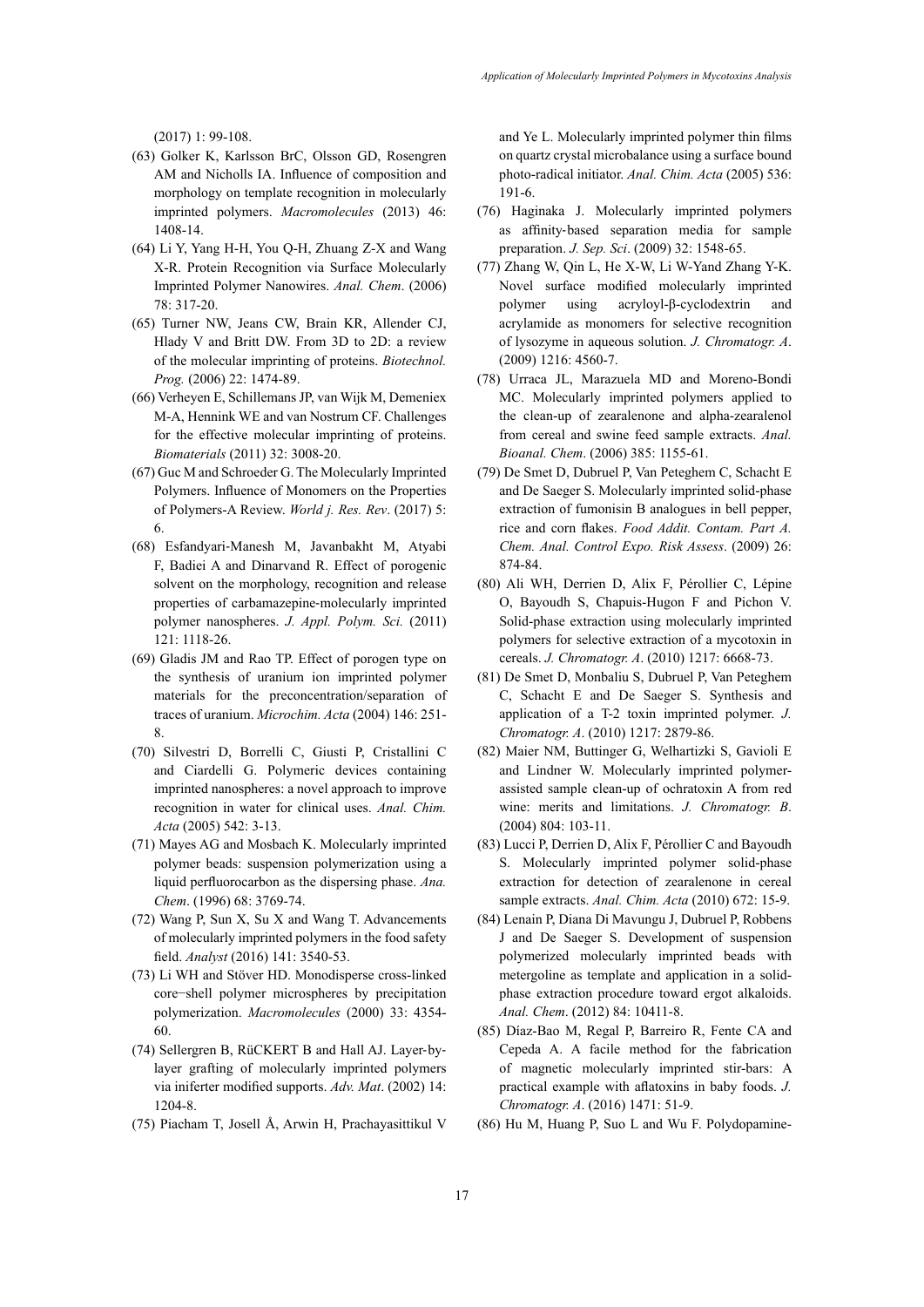(2017) 1: 99-108.

(63) Golker K, Karlsson BrC, Olsson GD, Rosengren AM and Nicholls IA. Influence of composition and morphology on template recognition in molecularly imprinted polymers. *Macromolecules* (2013) 46: 1408-14.

(64) Li Y, Yang H-H, You Q-H, Zhuang Z-X and Wang X-R. Protein Recognition via Surface Molecularly Imprinted Polymer Nanowires. *Anal. Chem*. (2006) 78: 317-20.

(65) Turner NW, Jeans CW, Brain KR, Allender CJ, Hlady V and Britt DW. From 3D to 2D: a review of the molecular imprinting of proteins. *Biotechnol. Prog.* (2006) 22: 1474-89.

(66) Verheyen E, Schillemans JP, van Wijk M, Demeniex M-A, Hennink WE and van Nostrum CF. Challenges for the effective molecular imprinting of proteins. *Biomaterials* (2011) 32: 3008-20.

(67) Guc M and Schroeder G. The Molecularly Imprinted Polymers. Influence of Monomers on the Properties of Polymers-A Review. *World j. Res. Rev*. (2017) 5: 6.

(68) Esfandyari-Manesh M, Javanbakht M, Atyabi F, Badiei A and Dinarvand R. Effect of porogenic solvent on the morphology, recognition and release properties of carbamazepine-molecularly imprinted polymer nanospheres. *J. Appl. Polym. Sci.* (2011) 121: 1118-26.

(69) Gladis JM and Rao TP. Effect of porogen type on the synthesis of uranium ion imprinted polymer materials for the preconcentration/separation of traces of uranium. *Microchim. Acta* (2004) 146: 251-8.

(70) Silvestri D, Borrelli C, Giusti P, Cristallini C and Ciardelli G. Polymeric devices containing imprinted nanospheres: a novel approach to improve recognition in water for clinical uses. *Anal. Chim. Acta* (2005) 542: 3-13.

(71) Mayes AG and Mosbach K. Molecularly imprinted polymer beads: suspension polymerization using a liquid perfluorocarbon as the dispersing phase. *Ana. Chem*. (1996) 68: 3769-74.

(72) Wang P, Sun X, Su X and Wang T. Advancements of molecularly imprinted polymers in the food safety field. *Analyst* (2016) 141: 3540-53.

(73) Li WH and Stöver HD. Monodisperse cross-linked core−shell polymer microspheres by precipitation polymerization. *Macromolecules* (2000) 33: 4354-60.

(74) Sellergren B, RüCKERT B and Hall AJ. Layer-by-layer grafting of molecularly imprinted polymers via iniferter modified supports. *Adv. Mat*. (2002) 14: 1204-8.

(75) Piacham T, Josell Å, Arwin H, Prachayasittikul V and Ye L. Molecularly imprinted polymer thin films on quartz crystal microbalance using a surface bound photo-radical initiator. *Anal. Chim. Acta* (2005) 536: 191-6.

(76) Haginaka J. Molecularly imprinted polymers as affinity-based separation media for sample preparation. *J. Sep. Sci*. (2009) 32: 1548-65.

(77) Zhang W, Qin L, He X-W, Li W-Yand Zhang Y-K. Novel surface modified molecularly imprinted polymer using acryloyl-β-cyclodextrin and acrylamide as monomers for selective recognition of lysozyme in aqueous solution. *J. Chromatogr. A*. (2009) 1216: 4560-7.

(78) Urraca JL, Marazuela MD and Moreno-Bondi MC. Molecularly imprinted polymers applied to the clean-up of zearalenone and alpha-zearalenol from cereal and swine feed sample extracts. *Anal. Bioanal. Chem*. (2006) 385: 1155-61.

(79) De Smet D, Dubruel P, Van Peteghem C, Schacht E and De Saeger S. Molecularly imprinted solid-phase extraction of fumonisin B analogues in bell pepper, rice and corn flakes. *Food Addit. Contam. Part A. Chem. Anal. Control Expo. Risk Assess*. (2009) 26: 874-84.

(80) Ali WH, Derrien D, Alix F, Pérollier C, Lépine O, Bayoudh S, Chapuis-Hugon F and Pichon V. Solid-phase extraction using molecularly imprinted polymers for selective extraction of a mycotoxin in cereals. *J. Chromatogr. A*. (2010) 1217: 6668-73.

(81) De Smet D, Monbaliu S, Dubruel P, Van Peteghem C, Schacht E and De Saeger S. Synthesis and application of a T-2 toxin imprinted polymer. *J. Chromatogr. A*. (2010) 1217: 2879-86.

(82) Maier NM, Buttinger G, Welhartizki S, Gavioli E and Lindner W. Molecularly imprinted polymer-assisted sample clean-up of ochratoxin A from red wine: merits and limitations. *J. Chromatogr. B*. (2004) 804: 103-11.

(83) Lucci P, Derrien D, Alix F, Pérollier C and Bayoudh S. Molecularly imprinted polymer solid-phase extraction for detection of zearalenone in cereal sample extracts. *Anal. Chim. Acta* (2010) 672: 15-9.

(84) Lenain P, Diana Di Mavungu J, Dubruel P, Robbens J and De Saeger S. Development of suspension polymerized molecularly imprinted beads with metergoline as template and application in a solid-phase extraction procedure toward ergot alkaloids. *Anal. Chem*. (2012) 84: 10411-8.

(85) Díaz-Bao M, Regal P, Barreiro R, Fente CA and Cepeda A. A facile method for the fabrication of magnetic molecularly imprinted stir-bars: A practical example with aflatoxins in baby foods. *J. Chromatogr. A*. (2016) 1471: 51-9.

(86) Hu M, Huang P, Suo L and Wu F. Polydopamine-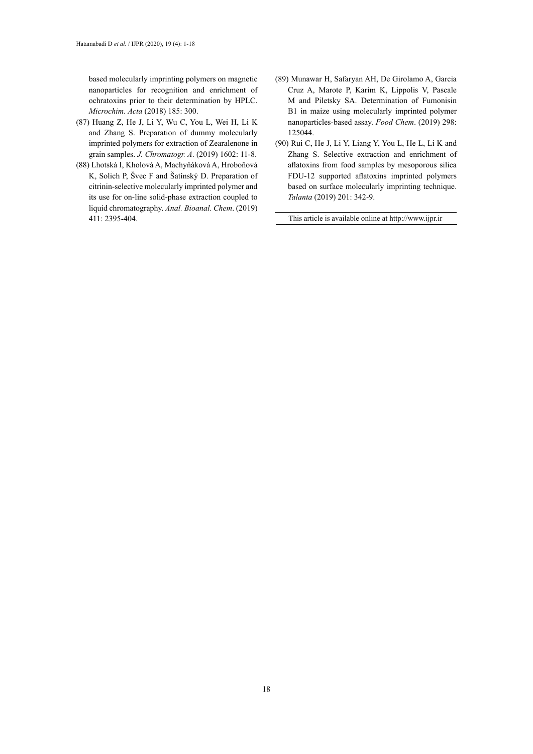based molecularly imprinting polymers on magnetic nanoparticles for recognition and enrichment of ochratoxins prior to their determination by HPLC. *Microchim. Acta* (2018) 185: 300.

(87) Huang Z, He J, Li Y, Wu C, You L, Wei H, Li K and Zhang S. Preparation of dummy molecularly imprinted polymers for extraction of Zearalenone in grain samples. *J. Chromatogr. A*. (2019) 1602: 11-8.

(88) Lhotská I, Kholová A, Machyňáková A, Hroboňová K, Solich P, Švec F and Šatínský D. Preparation of citrinin-selective molecularly imprinted polymer and its use for on-line solid-phase extraction coupled to liquid chromatography. *Anal. Bioanal. Chem*. (2019) 411: 2395-404.

(89) Munawar H, Safaryan AH, De Girolamo A, Garcia Cruz A, Marote P, Karim K, Lippolis V, Pascale M and Piletsky SA. Determination of Fumonisin B1 in maize using molecularly imprinted polymer nanoparticles-based assay. *Food Chem*. (2019) 298: 125044.

(90) Rui C, He J, Li Y, Liang Y, You L, He L, Li K and Zhang S. Selective extraction and enrichment of aflatoxins from food samples by mesoporous silica FDU-12 supported aflatoxins imprinted polymers based on surface molecularly imprinting technique. *Talanta* (2019) 201: 342-9.

This article is available online at http://www.ijpr.ir